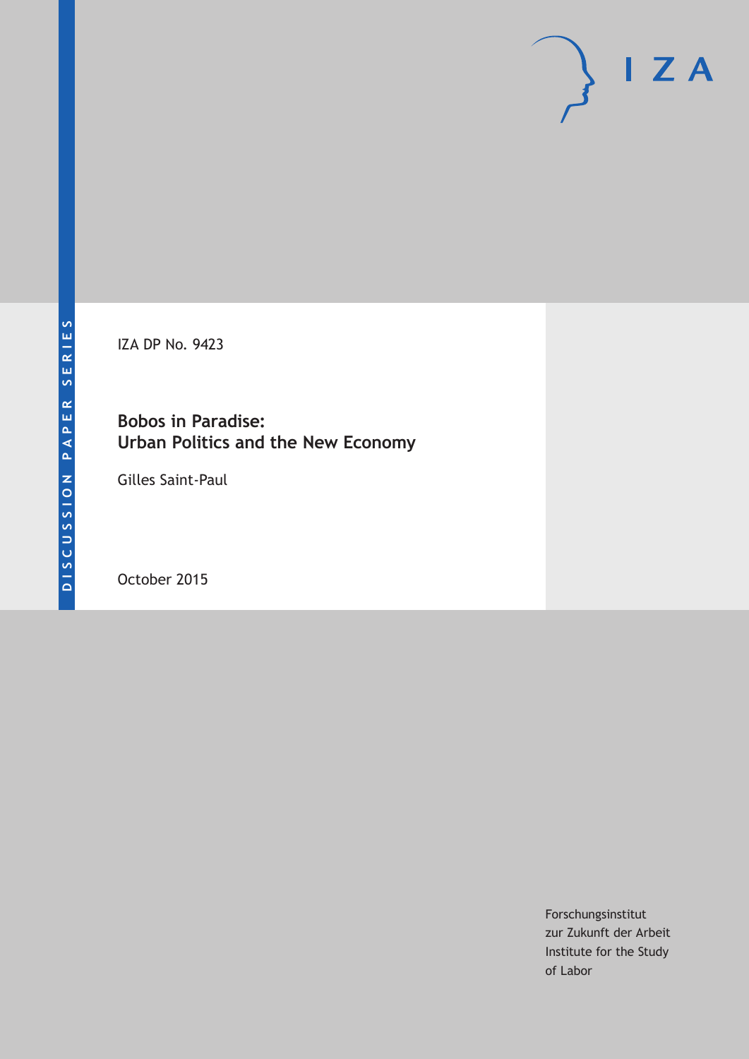DISCUSSION PAPER SERIES

IZA DP No. 9423

# Bobos in Paradise: Urban Politics and the New Economy

Gilles Saint-Paul

October 2015

Forschungsinstitut
zur Zukunft der Arbeit
Institute for the Study
of Labor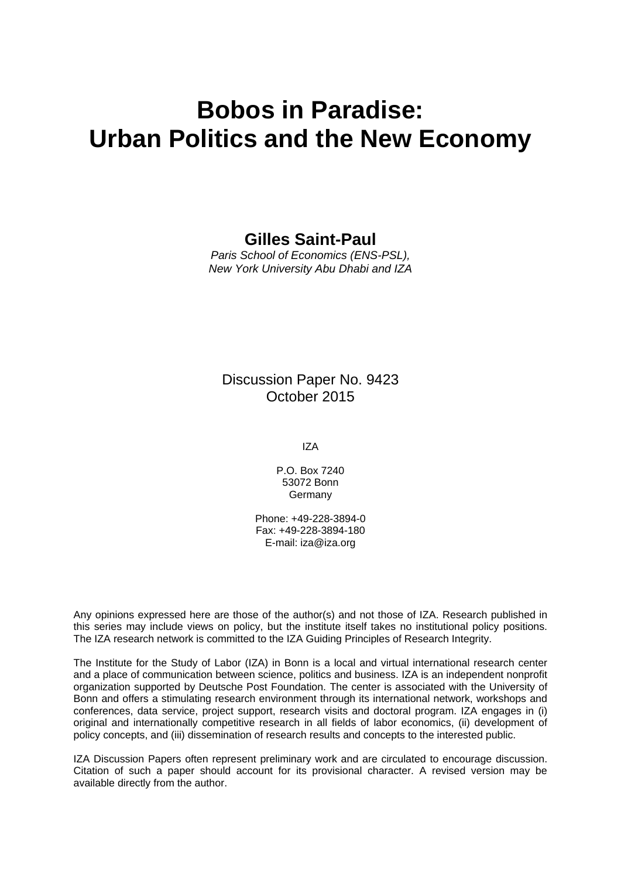# Bobos in Paradise: Urban Politics and the New Economy

**Gilles Saint-Paul**

*Paris School of Economics (ENS-PSL), New York University Abu Dhabi and IZA*

Discussion Paper No. 9423
October 2015

IZA

P.O. Box 7240
53072 Bonn
Germany

Phone: +49-228-3894-0
Fax: +49-228-3894-180
E-mail: iza@iza.org

Any opinions expressed here are those of the author(s) and not those of IZA. Research published in this series may include views on policy, but the institute itself takes no institutional policy positions. The IZA research network is committed to the IZA Guiding Principles of Research Integrity.

The Institute for the Study of Labor (IZA) in Bonn is a local and virtual international research center and a place of communication between science, politics and business. IZA is an independent nonprofit organization supported by Deutsche Post Foundation. The center is associated with the University of Bonn and offers a stimulating research environment through its international network, workshops and conferences, data service, project support, research visits and doctoral program. IZA engages in (i) original and internationally competitive research in all fields of labor economics, (ii) development of policy concepts, and (iii) dissemination of research results and concepts to the interested public.

IZA Discussion Papers often represent preliminary work and are circulated to encourage discussion. Citation of such a paper should account for its provisional character. A revised version may be available directly from the author.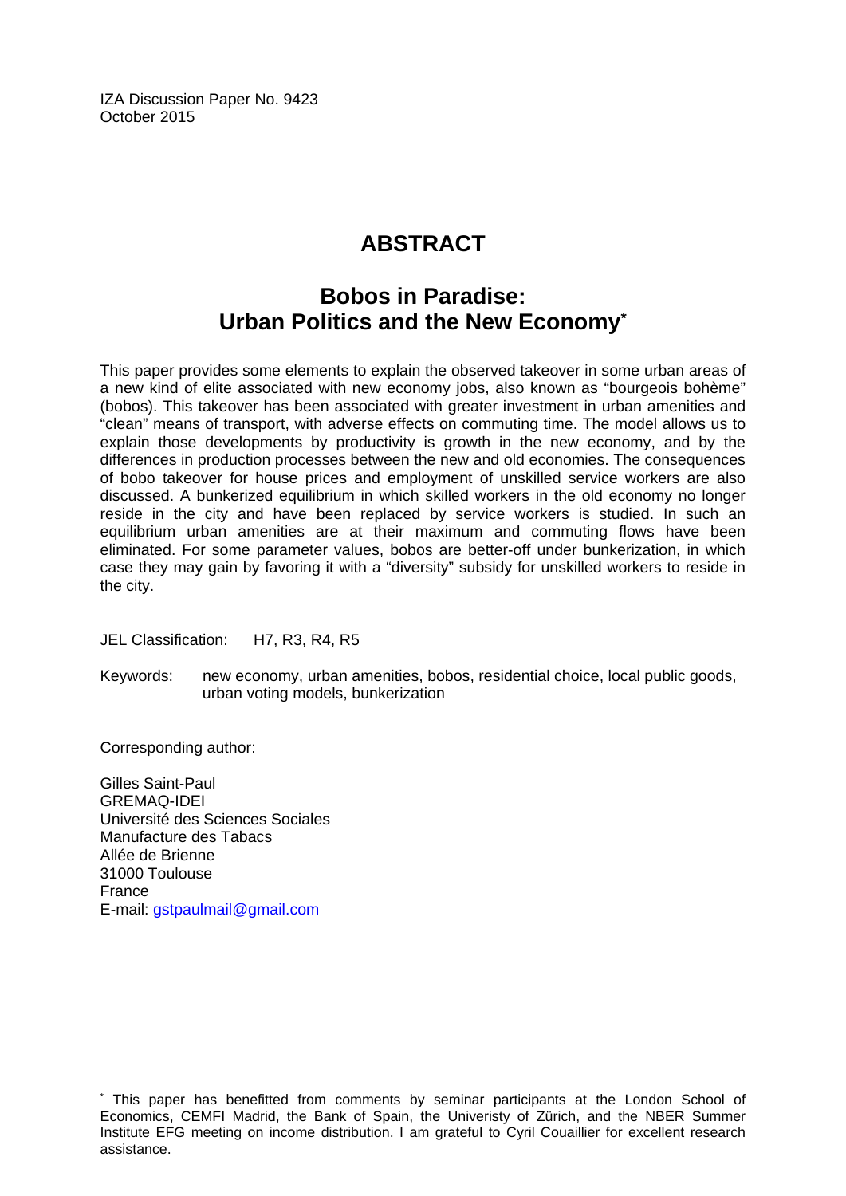IZA Discussion Paper No. 9423
October 2015

# ABSTRACT

## Bobos in Paradise: Urban Politics and the New Economy*

This paper provides some elements to explain the observed takeover in some urban areas of a new kind of elite associated with new economy jobs, also known as "bourgeois bohème" (bobos). This takeover has been associated with greater investment in urban amenities and "clean" means of transport, with adverse effects on commuting time. The model allows us to explain those developments by productivity is growth in the new economy, and by the differences in production processes between the new and old economies. The consequences of bobo takeover for house prices and employment of unskilled service workers are also discussed. A bunkerized equilibrium in which skilled workers in the old economy no longer reside in the city and have been replaced by service workers is studied. In such an equilibrium urban amenities are at their maximum and commuting flows have been eliminated. For some parameter values, bobos are better-off under bunkerization, in which case they may gain by favoring it with a "diversity" subsidy for unskilled workers to reside in the city.

JEL Classification: H7, R3, R4, R5

Keywords: new economy, urban amenities, bobos, residential choice, local public goods, urban voting models, bunkerization

Corresponding author:

Gilles Saint-Paul
GREMAQ-IDEI
Université des Sciences Sociales
Manufacture des Tabacs
Allée de Brienne
31000 Toulouse
France
E-mail: gstpaulmail@gmail.com

* This paper has benefitted from comments by seminar participants at the London School of Economics, CEMFI Madrid, the Bank of Spain, the Univeristy of Zürich, and the NBER Summer Institute EFG meeting on income distribution. I am grateful to Cyril Couaillier for excellent research assistance.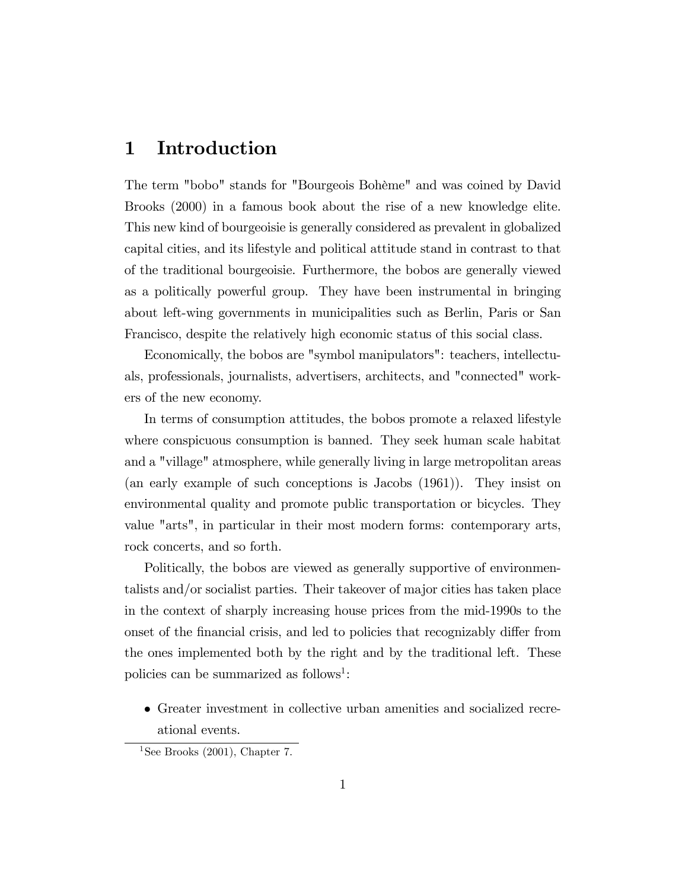# 1 Introduction

The term "bobo" stands for "Bourgeois Bohème" and was coined by David Brooks (2000) in a famous book about the rise of a new knowledge elite. This new kind of bourgeoisie is generally considered as prevalent in globalized capital cities, and its lifestyle and political attitude stand in contrast to that of the traditional bourgeoisie. Furthermore, the bobos are generally viewed as a politically powerful group. They have been instrumental in bringing about left-wing governments in municipalities such as Berlin, Paris or San Francisco, despite the relatively high economic status of this social class.

Economically, the bobos are "symbol manipulators": teachers, intellectuals, professionals, journalists, advertisers, architects, and "connected" workers of the new economy.

In terms of consumption attitudes, the bobos promote a relaxed lifestyle where conspicuous consumption is banned. They seek human scale habitat and a "village" atmosphere, while generally living in large metropolitan areas (an early example of such conceptions is Jacobs (1961)). They insist on environmental quality and promote public transportation or bicycles. They value "arts", in particular in their most modern forms: contemporary arts, rock concerts, and so forth.

Politically, the bobos are viewed as generally supportive of environmentalists and/or socialist parties. Their takeover of major cities has taken place in the context of sharply increasing house prices from the mid-1990s to the onset of the financial crisis, and led to policies that recognizably differ from the ones implemented both by the right and by the traditional left. These policies can be summarized as follows[1]:

- Greater investment in collective urban amenities and socialized recreational events.

[1] See Brooks (2001), Chapter 7.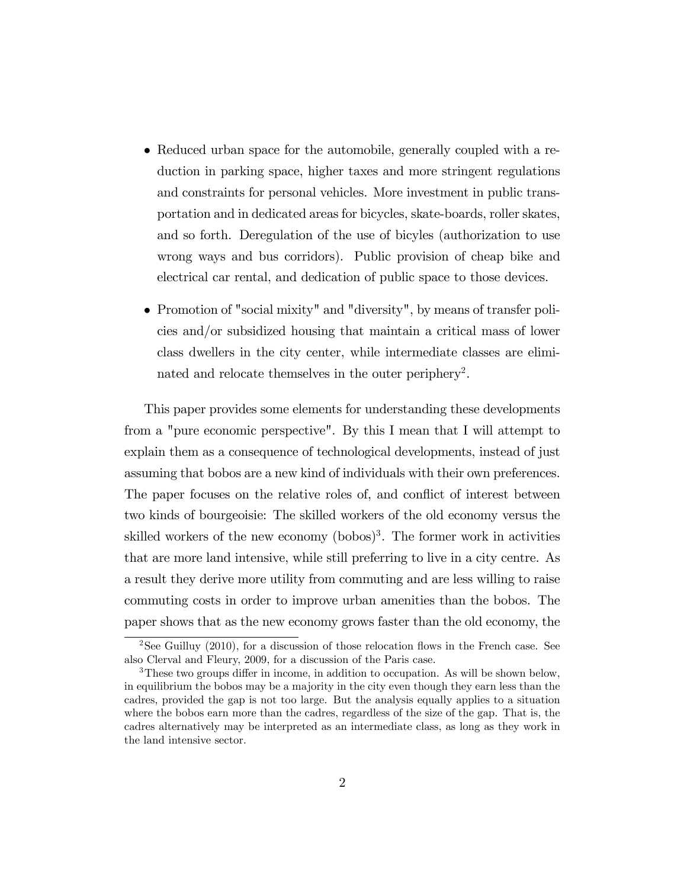- Reduced urban space for the automobile, generally coupled with a reduction in parking space, higher taxes and more stringent regulations and constraints for personal vehicles. More investment in public transportation and in dedicated areas for bicycles, skate-boards, roller skates, and so forth. Deregulation of the use of bicyles (authorization to use wrong ways and bus corridors). Public provision of cheap bike and electrical car rental, and dedication of public space to those devices.

- Promotion of "social mixity" and "diversity", by means of transfer policies and/or subsidized housing that maintain a critical mass of lower class dwellers in the city center, while intermediate classes are eliminated and relocate themselves in the outer periphery[2].

This paper provides some elements for understanding these developments from a "pure economic perspective". By this I mean that I will attempt to explain them as a consequence of technological developments, instead of just assuming that bobos are a new kind of individuals with their own preferences. The paper focuses on the relative roles of, and conflict of interest between two kinds of bourgeoisie: The skilled workers of the old economy versus the skilled workers of the new economy (bobos)[3]. The former work in activities that are more land intensive, while still preferring to live in a city centre. As a result they derive more utility from commuting and are less willing to raise commuting costs in order to improve urban amenities than the bobos. The paper shows that as the new economy grows faster than the old economy, the

[2]See Guilluy (2010), for a discussion of those relocation flows in the French case. See also Clerval and Fleury, 2009, for a discussion of the Paris case.

[3]These two groups differ in income, in addition to occupation. As will be shown below, in equilibrium the bobos may be a majority in the city even though they earn less than the cadres, provided the gap is not too large. But the analysis equally applies to a situation where the bobos earn more than the cadres, regardless of the size of the gap. That is, the cadres alternatively may be interpreted as an intermediate class, as long as they work in the land intensive sector.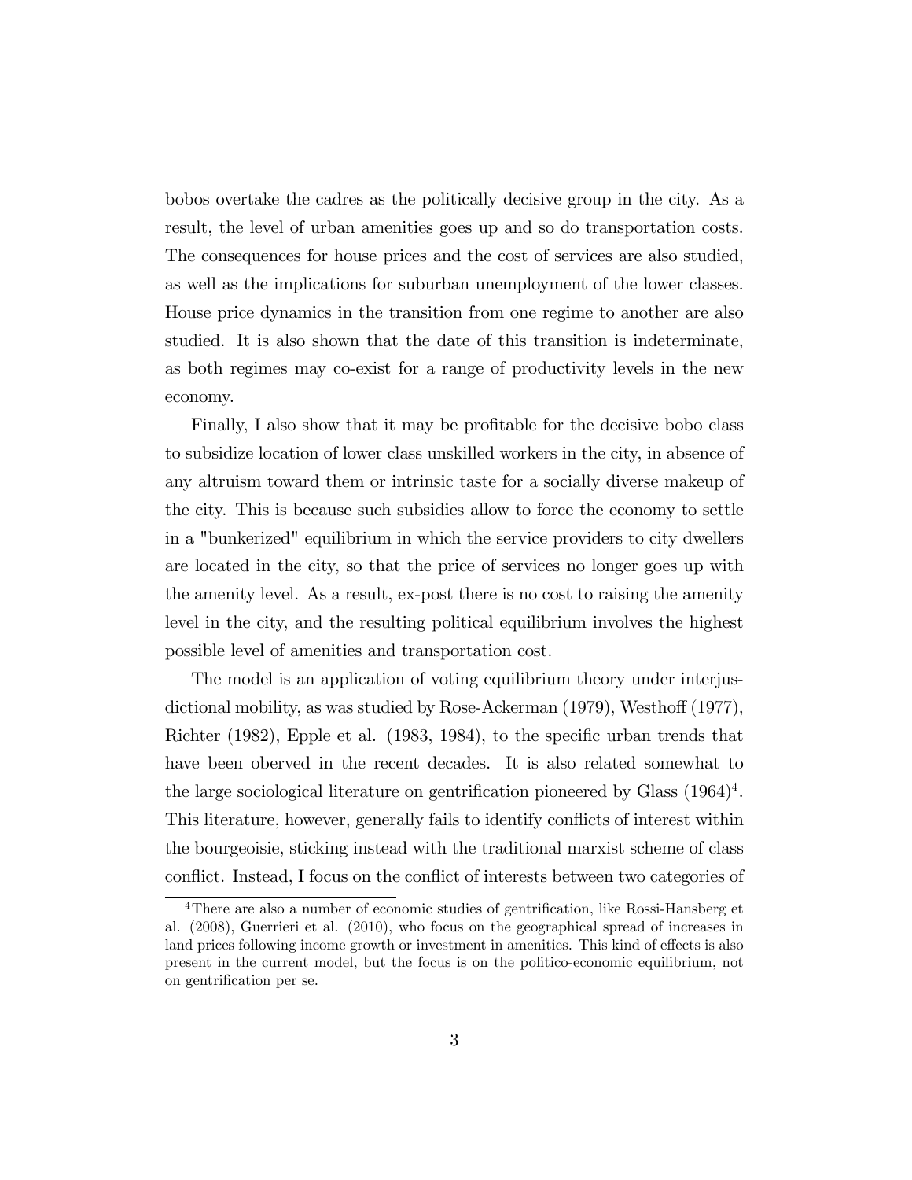bobos overtake the cadres as the politically decisive group in the city. As a result, the level of urban amenities goes up and so do transportation costs. The consequences for house prices and the cost of services are also studied, as well as the implications for suburban unemployment of the lower classes. House price dynamics in the transition from one regime to another are also studied. It is also shown that the date of this transition is indeterminate, as both regimes may co-exist for a range of productivity levels in the new economy.

Finally, I also show that it may be profitable for the decisive bobo class to subsidize location of lower class unskilled workers in the city, in absence of any altruism toward them or intrinsic taste for a socially diverse makeup of the city. This is because such subsidies allow to force the economy to settle in a "bunkerized" equilibrium in which the service providers to city dwellers are located in the city, so that the price of services no longer goes up with the amenity level. As a result, ex-post there is no cost to raising the amenity level in the city, and the resulting political equilibrium involves the highest possible level of amenities and transportation cost.

The model is an application of voting equilibrium theory under interjusdictional mobility, as was studied by Rose-Ackerman (1979), Westhoff (1977), Richter (1982), Epple et al. (1983, 1984), to the specific urban trends that have been oberved in the recent decades. It is also related somewhat to the large sociological literature on gentrification pioneered by Glass (1964)[4]. This literature, however, generally fails to identify conflicts of interest within the bourgeoisie, sticking instead with the traditional marxist scheme of class conflict. Instead, I focus on the conflict of interests between two categories of

[4] There are also a number of economic studies of gentrification, like Rossi-Hansberg et al. (2008), Guerrieri et al. (2010), who focus on the geographical spread of increases in land prices following income growth or investment in amenities. This kind of effects is also present in the current model, but the focus is on the politico-economic equilibrium, not on gentrification per se.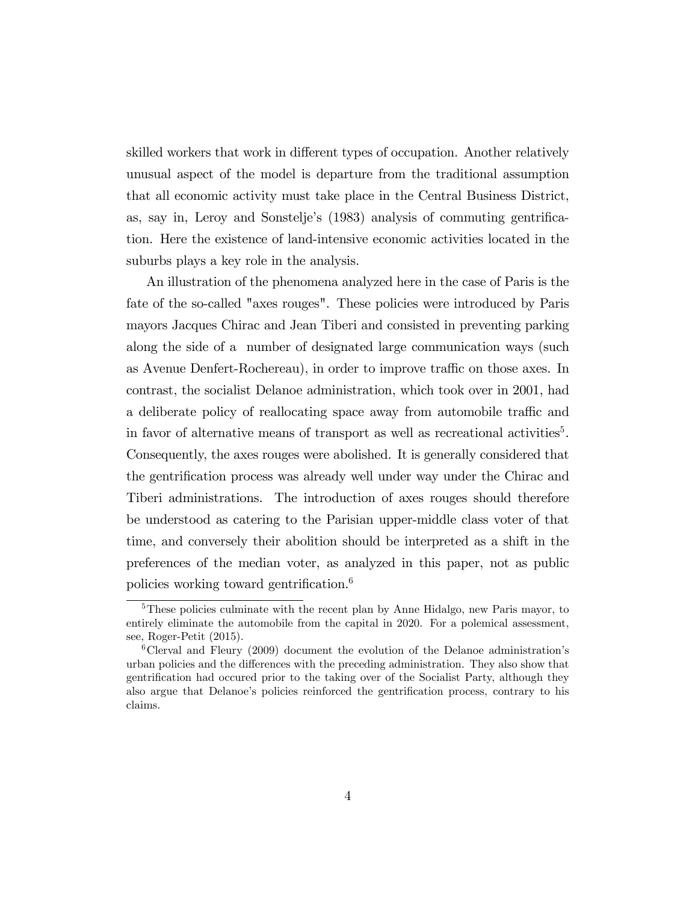skilled workers that work in different types of occupation. Another relatively unusual aspect of the model is departure from the traditional assumption that all economic activity must take place in the Central Business District, as, say in, Leroy and Sonstelje's (1983) analysis of commuting gentrification. Here the existence of land-intensive economic activities located in the suburbs plays a key role in the analysis.

An illustration of the phenomena analyzed here in the case of Paris is the fate of the so-called "axes rouges". These policies were introduced by Paris mayors Jacques Chirac and Jean Tiberi and consisted in preventing parking along the side of a number of designated large communication ways (such as Avenue Denfert-Rochereau), in order to improve traffic on those axes. In contrast, the socialist Delanoe administration, which took over in 2001, had a deliberate policy of reallocating space away from automobile traffic and in favor of alternative means of transport as well as recreational activities[5]. Consequently, the axes rouges were abolished. It is generally considered that the gentrification process was already well under way under the Chirac and Tiberi administrations. The introduction of axes rouges should therefore be understood as catering to the Parisian upper-middle class voter of that time, and conversely their abolition should be interpreted as a shift in the preferences of the median voter, as analyzed in this paper, not as public policies working toward gentrification.[6]

---

[5] These policies culminate with the recent plan by Anne Hidalgo, new Paris mayor, to entirely eliminate the automobile from the capital in 2020. For a polemical assessment, see, Roger-Petit (2015).

[6] Clerval and Fleury (2009) document the evolution of the Delanoe administration's urban policies and the differences with the preceding administration. They also show that gentrification had occured prior to the taking over of the Socialist Party, although they also argue that Delanoe's policies reinforced the gentrification process, contrary to his claims.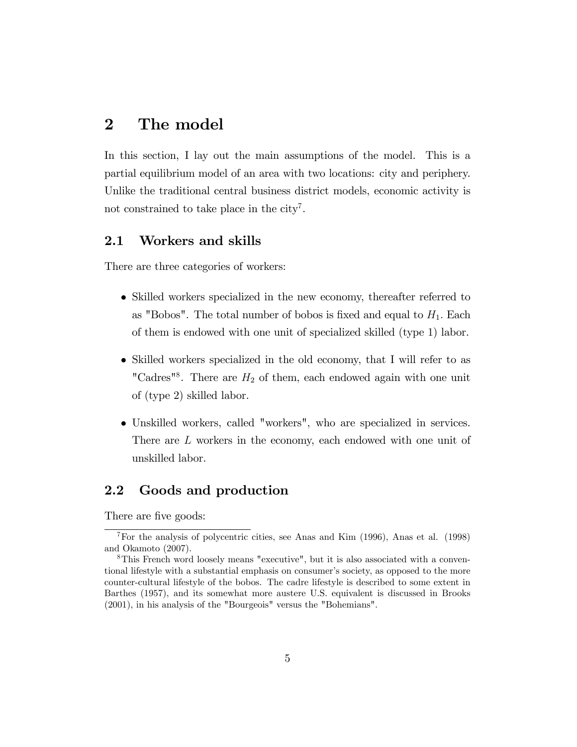# 2 The model

In this section, I lay out the main assumptions of the model. This is a partial equilibrium model of an area with two locations: city and periphery. Unlike the traditional central business district models, economic activity is not constrained to take place in the city[7].

## 2.1 Workers and skills

There are three categories of workers:

- Skilled workers specialized in the new economy, thereafter referred to as "Bobos". The total number of bobos is fixed and equal to $H_1$. Each of them is endowed with one unit of specialized skilled (type 1) labor.
- Skilled workers specialized in the old economy, that I will refer to as "Cadres"[8]. There are $H_2$ of them, each endowed again with one unit of (type 2) skilled labor.
- Unskilled workers, called "workers", who are specialized in services. There are $L$ workers in the economy, each endowed with one unit of unskilled labor.

## 2.2 Goods and production

There are five goods:

[7] For the analysis of polycentric cities, see Anas and Kim (1996), Anas et al. (1998) and Okamoto (2007).

[8] This French word loosely means "executive", but it is also associated with a conventional lifestyle with a substantial emphasis on consumer's society, as opposed to the more counter-cultural lifestyle of the bobos. The cadre lifestyle is described to some extent in Barthes (1957), and its somewhat more austere U.S. equivalent is discussed in Brooks (2001), in his analysis of the "Bourgeois" versus the "Bohemians".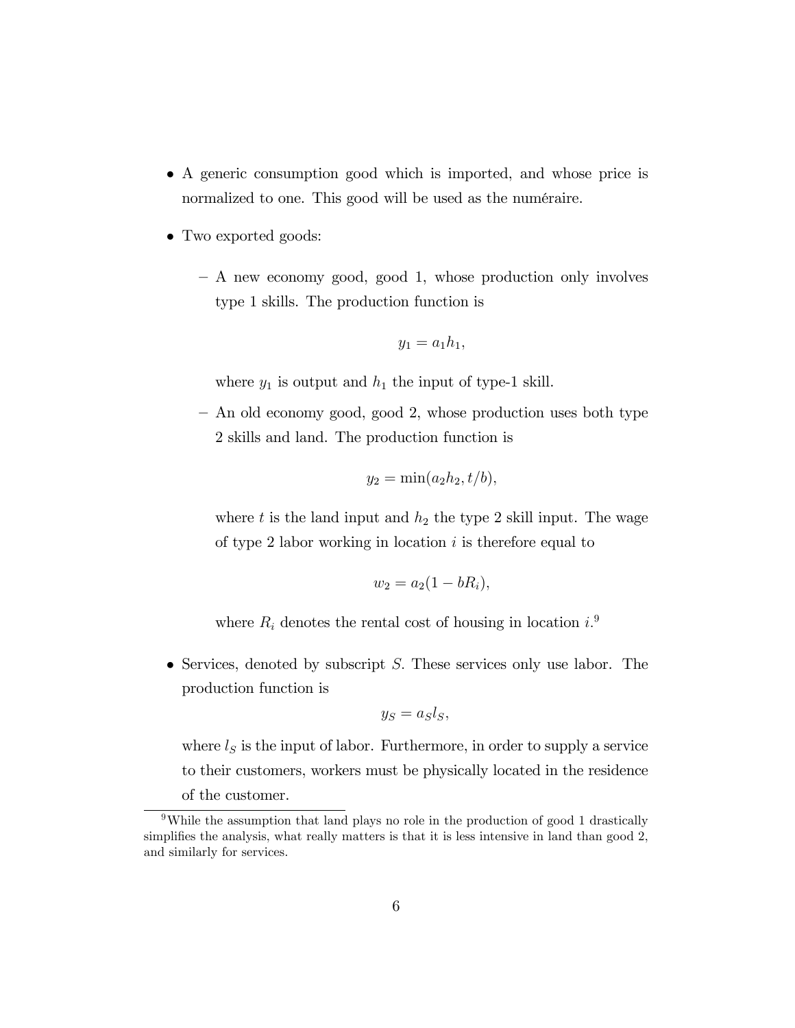- A generic consumption good which is imported, and whose price is normalized to one. This good will be used as the numéraire.
- Two exported goods:
  - A new economy good, good 1, whose production only involves type 1 skills. The production function is

    $$y_1 = a_1 h_1,$$

    where $y_1$ is output and $h_1$ the input of type-1 skill.
  - An old economy good, good 2, whose production uses both type 2 skills and land. The production function is

    $$y_2 = \min(a_2 h_2, t/b),$$

    where $t$ is the land input and $h_2$ the type 2 skill input. The wage of type 2 labor working in location $i$ is therefore equal to

    $$w_2 = a_2(1 - bR_i),$$

    where $R_i$ denotes the rental cost of housing in location $i$.[9]
- Services, denoted by subscript $S$. These services only use labor. The production function is

  $$y_S = a_S l_S,$$

  where $l_S$ is the input of labor. Furthermore, in order to supply a service to their customers, workers must be physically located in the residence of the customer.

[9] While the assumption that land plays no role in the production of good 1 drastically simplifies the analysis, what really matters is that it is less intensive in land than good 2, and similarly for services.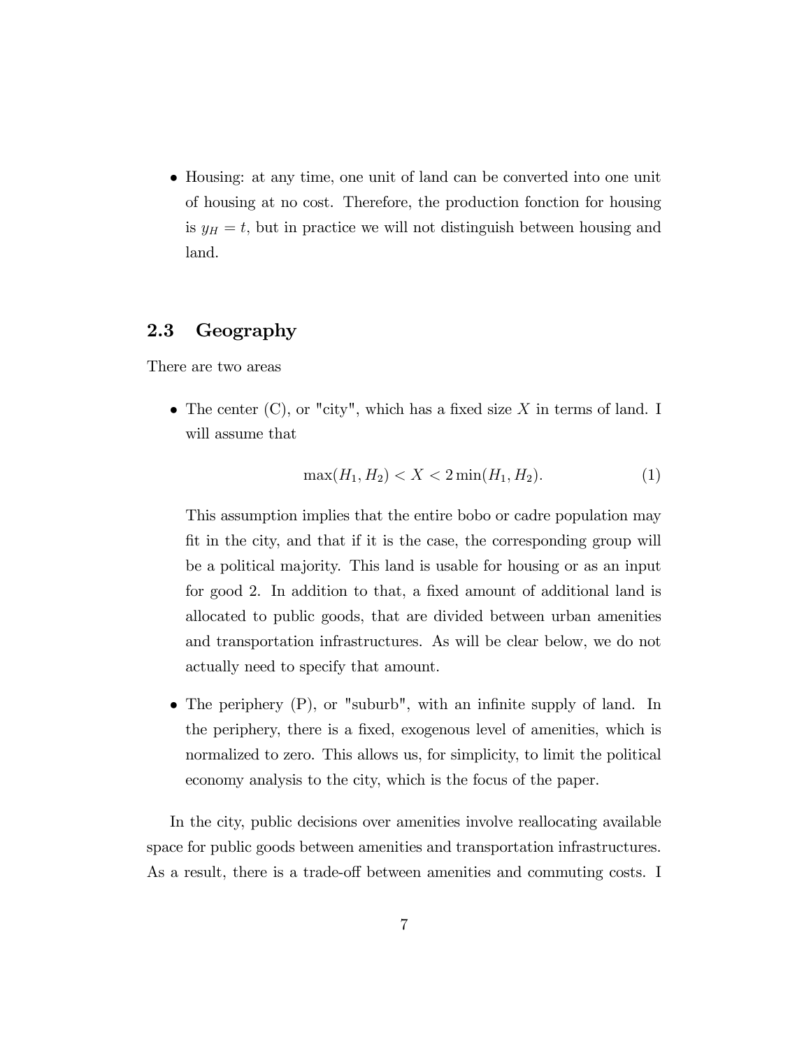- Housing: at any time, one unit of land can be converted into one unit of housing at no cost. Therefore, the production fonction for housing is $y_H = t$, but in practice we will not distinguish between housing and land.

## 2.3 Geography

There are two areas

- The center (C), or "city", which has a fixed size $X$ in terms of land. I will assume that

$$\max(H_1, H_2) < X < 2\min(H_1, H_2). \tag{1}$$

  This assumption implies that the entire bobo or cadre population may fit in the city, and that if it is the case, the corresponding group will be a political majority. This land is usable for housing or as an input for good 2. In addition to that, a fixed amount of additional land is allocated to public goods, that are divided between urban amenities and transportation infrastructures. As will be clear below, we do not actually need to specify that amount.

- The periphery (P), or "suburb", with an infinite supply of land. In the periphery, there is a fixed, exogenous level of amenities, which is normalized to zero. This allows us, for simplicity, to limit the political economy analysis to the city, which is the focus of the paper.

In the city, public decisions over amenities involve reallocating available space for public goods between amenities and transportation infrastructures. As a result, there is a trade-off between amenities and commuting costs. I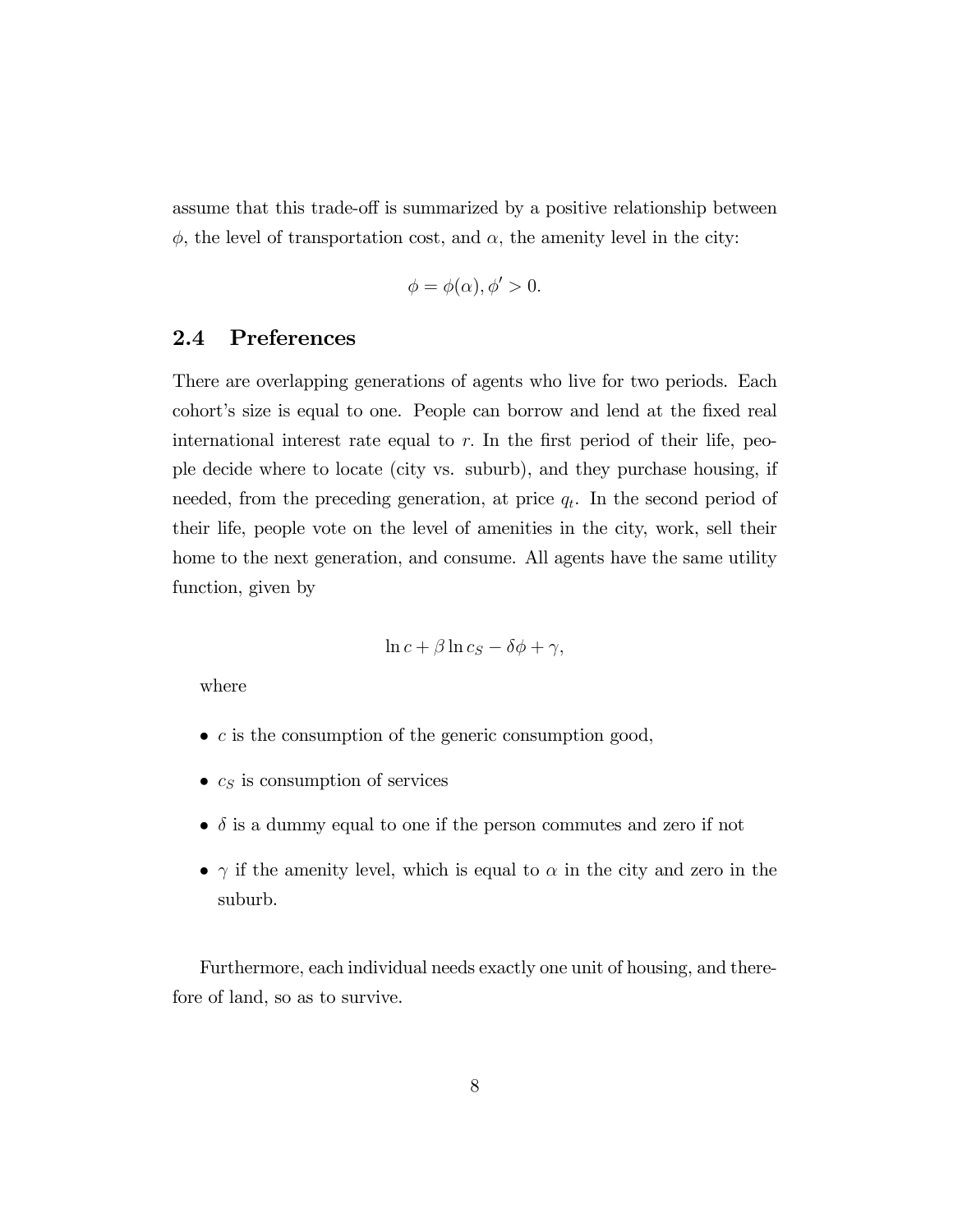assume that this trade-off is summarized by a positive relationship between $\phi$, the level of transportation cost, and $\alpha$, the amenity level in the city:

$$\phi = \phi(\alpha), \phi' > 0.$$

## 2.4 Preferences

There are overlapping generations of agents who live for two periods. Each cohort's size is equal to one. People can borrow and lend at the fixed real international interest rate equal to $r$. In the first period of their life, people decide where to locate (city vs. suburb), and they purchase housing, if needed, from the preceding generation, at price $q_t$. In the second period of their life, people vote on the level of amenities in the city, work, sell their home to the next generation, and consume. All agents have the same utility function, given by

$$\ln c + \beta \ln c_S - \delta\phi + \gamma,$$

where

- $c$ is the consumption of the generic consumption good,
- $c_S$ is consumption of services
- $\delta$ is a dummy equal to one if the person commutes and zero if not
- $\gamma$ if the amenity level, which is equal to $\alpha$ in the city and zero in the suburb.

Furthermore, each individual needs exactly one unit of housing, and therefore of land, so as to survive.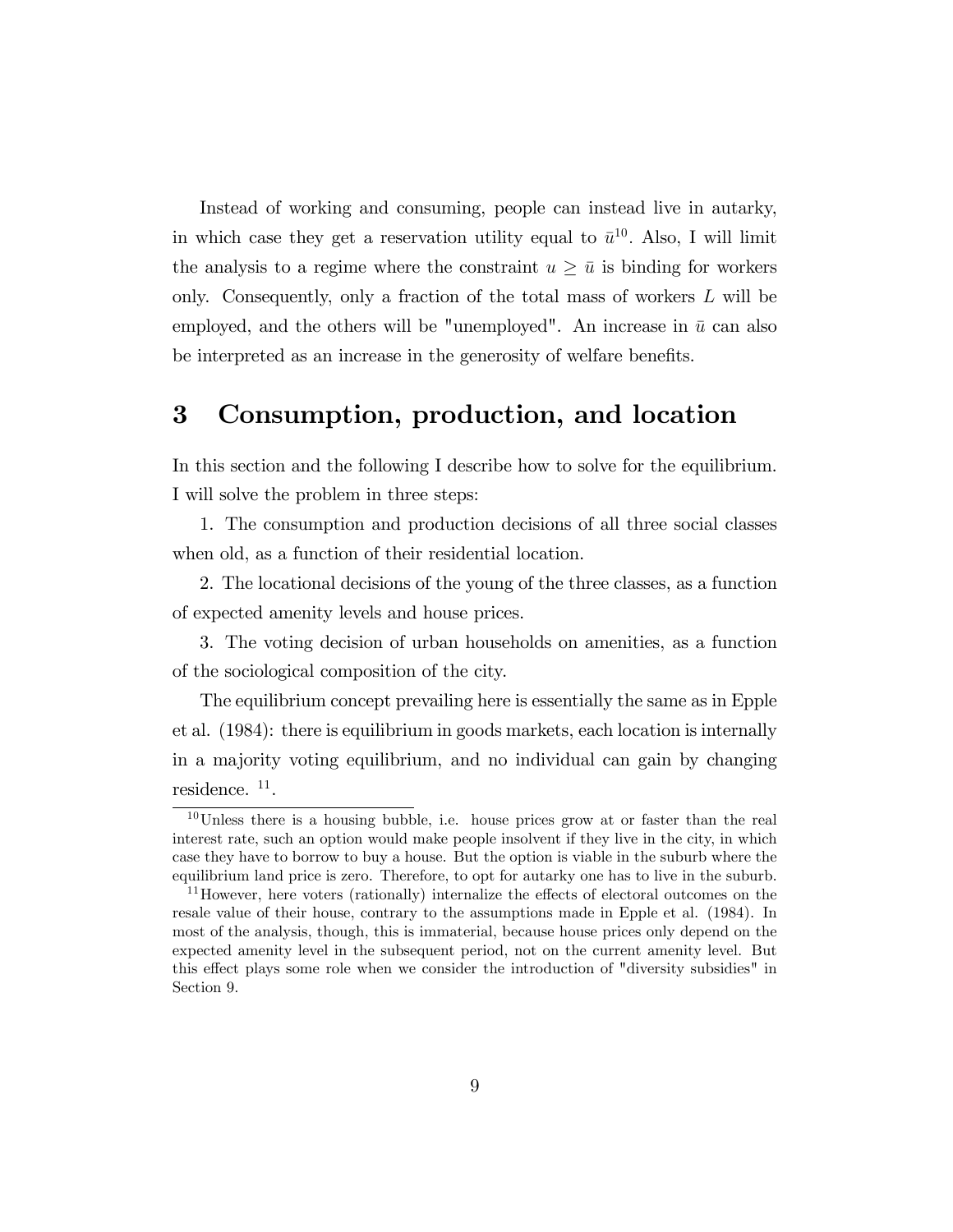Instead of working and consuming, people can instead live in autarky, in which case they get a reservation utility equal to $\bar{u}$[10]. Also, I will limit the analysis to a regime where the constraint $u \geq \bar{u}$ is binding for workers only. Consequently, only a fraction of the total mass of workers $L$ will be employed, and the others will be "unemployed". An increase in $\bar{u}$ can also be interpreted as an increase in the generosity of welfare benefits.

# 3 Consumption, production, and location

In this section and the following I describe how to solve for the equilibrium. I will solve the problem in three steps:

1. The consumption and production decisions of all three social classes when old, as a function of their residential location.

2. The locational decisions of the young of the three classes, as a function of expected amenity levels and house prices.

3. The voting decision of urban households on amenities, as a function of the sociological composition of the city.

The equilibrium concept prevailing here is essentially the same as in Epple et al. (1984): there is equilibrium in goods markets, each location is internally in a majority voting equilibrium, and no individual can gain by changing residence. [11].

[10] Unless there is a housing bubble, i.e. house prices grow at or faster than the real interest rate, such an option would make people insolvent if they live in the city, in which case they have to borrow to buy a house. But the option is viable in the suburb where the equilibrium land price is zero. Therefore, to opt for autarky one has to live in the suburb.

[11] However, here voters (rationally) internalize the effects of electoral outcomes on the resale value of their house, contrary to the assumptions made in Epple et al. (1984). In most of the analysis, though, this is immaterial, because house prices only depend on the expected amenity level in the subsequent period, not on the current amenity level. But this effect plays some role when we consider the introduction of "diversity subsidies" in Section 9.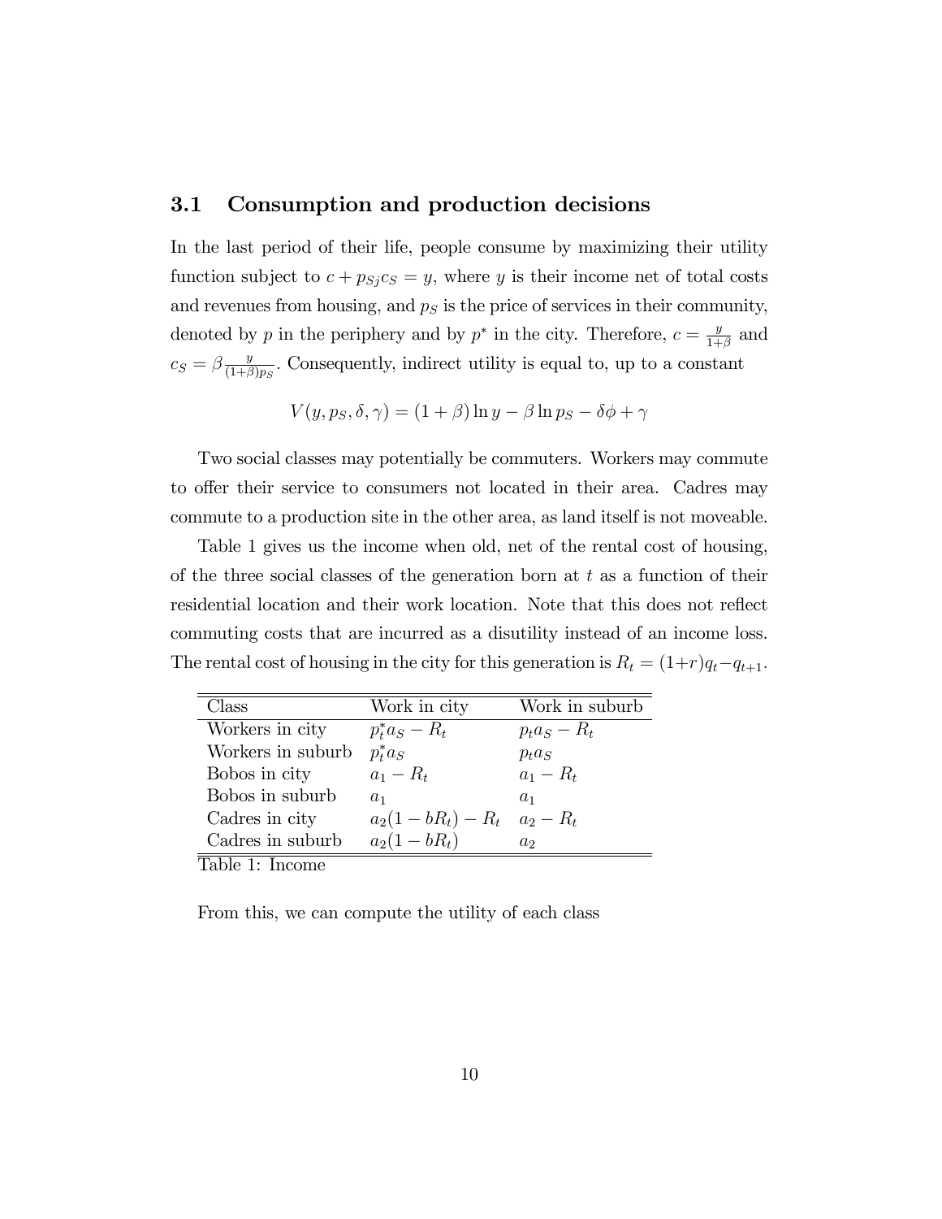### 3.1 Consumption and production decisions

In the last period of their life, people consume by maximizing their utility function subject to $c + p_{Sj}c_S = y$, where $y$ is their income net of total costs and revenues from housing, and $p_S$ is the price of services in their community, denoted by $p$ in the periphery and by $p^*$ in the city. Therefore, $c = \frac{y}{1+\beta}$ and $c_S = \beta \frac{y}{(1+\beta)p_S}$. Consequently, indirect utility is equal to, up to a constant

$$V(y, p_S, \delta, \gamma) = (1+\beta)\ln y - \beta \ln p_S - \delta\phi + \gamma$$

Two social classes may potentially be commuters. Workers may commute to offer their service to consumers not located in their area. Cadres may commute to a production site in the other area, as land itself is not moveable.

Table 1 gives us the income when old, net of the rental cost of housing, of the three social classes of the generation born at $t$ as a function of their residential location and their work location. Note that this does not reflect commuting costs that are incurred as a disutility instead of an income loss. The rental cost of housing in the city for this generation is $R_t = (1+r)q_t - q_{t+1}$.

| Class | Work in city | Work in suburb |
|---|---|---|
| Workers in city | $p_t^* a_S - R_t$ | $p_t a_S - R_t$ |
| Workers in suburb | $p_t^* a_S$ | $p_t a_S$ |
| Bobos in city | $a_1 - R_t$ | $a_1 - R_t$ |
| Bobos in suburb | $a_1$ | $a_1$ |
| Cadres in city | $a_2(1 - bR_t) - R_t$ | $a_2 - R_t$ |
| Cadres in suburb | $a_2(1 - bR_t)$ | $a_2$ |

Table 1: Income

From this, we can compute the utility of each class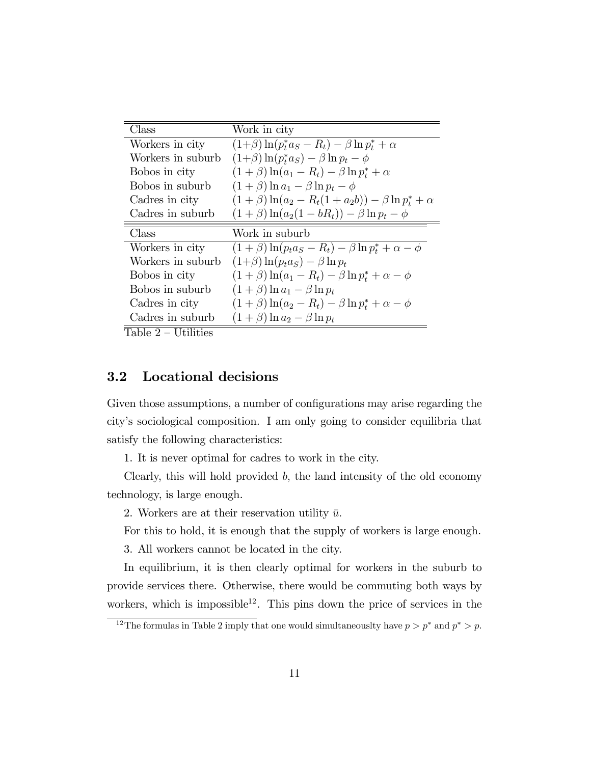| Class | Work in city |
|---|---|
| Workers in city | $(1+\beta)\ln(p_t^* a_S - R_t) - \beta \ln p_t^* + \alpha$ |
| Workers in suburb | $(1+\beta)\ln(p_t^* a_S) - \beta \ln p_t - \phi$ |
| Bobos in city | $(1+\beta)\ln(a_1 - R_t) - \beta \ln p_t^* + \alpha$ |
| Bobos in suburb | $(1+\beta)\ln a_1 - \beta \ln p_t - \phi$ |
| Cadres in city | $(1+\beta)\ln(a_2 - R_t(1 + a_2 b)) - \beta \ln p_t^* + \alpha$ |
| Cadres in suburb | $(1+\beta)\ln(a_2(1 - bR_t)) - \beta \ln p_t - \phi$ |
| **Class** | **Work in suburb** |
| Workers in city | $(1+\beta)\ln(p_t a_S - R_t) - \beta \ln p_t^* + \alpha - \phi$ |
| Workers in suburb | $(1+\beta)\ln(p_t a_S) - \beta \ln p_t$ |
| Bobos in city | $(1+\beta)\ln(a_1 - R_t) - \beta \ln p_t^* + \alpha - \phi$ |
| Bobos in suburb | $(1+\beta)\ln a_1 - \beta \ln p_t$ |
| Cadres in city | $(1+\beta)\ln(a_2 - R_t) - \beta \ln p_t^* + \alpha - \phi$ |
| Cadres in suburb | $(1+\beta)\ln a_2 - \beta \ln p_t$ |

Table 2 – Utilities

## 3.2 Locational decisions

Given those assumptions, a number of configurations may arise regarding the city's sociological composition. I am only going to consider equilibria that satisfy the following characteristics:

1. It is never optimal for cadres to work in the city.

Clearly, this will hold provided $b$, the land intensity of the old economy technology, is large enough.

2. Workers are at their reservation utility $\bar{u}$.

For this to hold, it is enough that the supply of workers is large enough.

3. All workers cannot be located in the city.

In equilibrium, it is then clearly optimal for workers in the suburb to provide services there. Otherwise, there would be commuting both ways by workers, which is impossible[12]. This pins down the price of services in the

[12] The formulas in Table 2 imply that one would simultaneouslty have $p > p^*$ and $p^* > p$.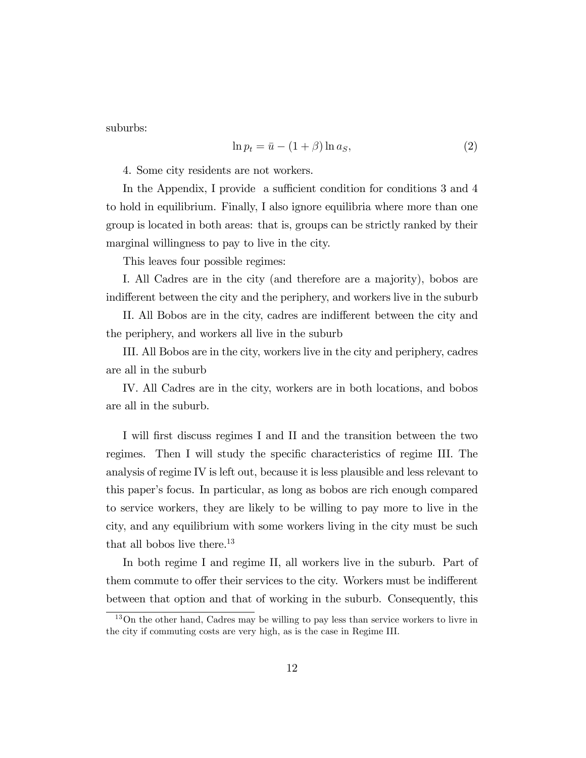suburbs:

$$\ln p_t = \bar{u} - (1 + \beta) \ln a_S, \tag{2}$$

4. Some city residents are not workers.

In the Appendix, I provide a sufficient condition for conditions 3 and 4 to hold in equilibrium. Finally, I also ignore equilibria where more than one group is located in both areas: that is, groups can be strictly ranked by their marginal willingness to pay to live in the city.

This leaves four possible regimes:

I. All Cadres are in the city (and therefore are a majority), bobos are indifferent between the city and the periphery, and workers live in the suburb

II. All Bobos are in the city, cadres are indifferent between the city and the periphery, and workers all live in the suburb

III. All Bobos are in the city, workers live in the city and periphery, cadres are all in the suburb

IV. All Cadres are in the city, workers are in both locations, and bobos are all in the suburb.

I will first discuss regimes I and II and the transition between the two regimes. Then I will study the specific characteristics of regime III. The analysis of regime IV is left out, because it is less plausible and less relevant to this paper's focus. In particular, as long as bobos are rich enough compared to service workers, they are likely to be willing to pay more to live in the city, and any equilibrium with some workers living in the city must be such that all bobos live there.[13]

In both regime I and regime II, all workers live in the suburb. Part of them commute to offer their services to the city. Workers must be indifferent between that option and that of working in the suburb. Consequently, this

[13] On the other hand, Cadres may be willing to pay less than service workers to livre in the city if commuting costs are very high, as is the case in Regime III.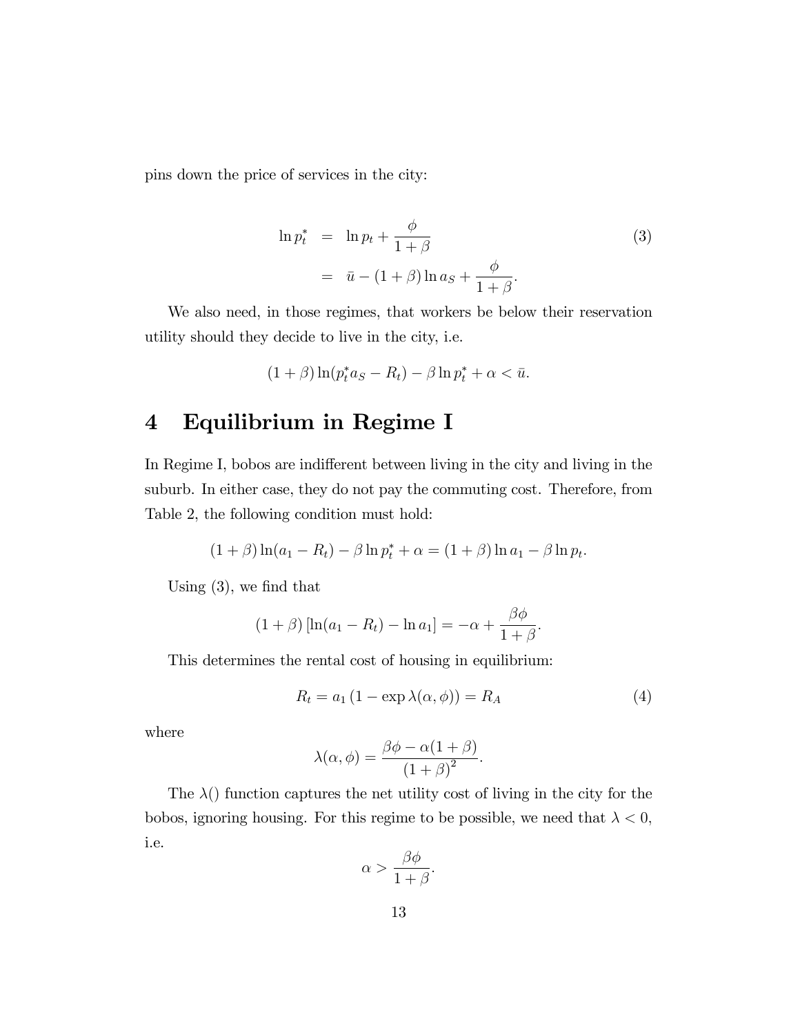pins down the price of services in the city:

$$
\begin{aligned}
\ln p_t^* &= \ln p_t + \frac{\phi}{1+\beta} \\
&= \bar{u} - (1+\beta)\ln a_S + \frac{\phi}{1+\beta}.
\end{aligned} \tag{3}
$$

We also need, in those regimes, that workers be below their reservation utility should they decide to live in the city, i.e.

$$
(1+\beta)\ln(p_t^* a_S - R_t) - \beta \ln p_t^* + \alpha < \bar{u}.
$$

# 4 Equilibrium in Regime I

In Regime I, bobos are indifferent between living in the city and living in the suburb. In either case, they do not pay the commuting cost. Therefore, from Table 2, the following condition must hold:

$$
(1+\beta)\ln(a_1 - R_t) - \beta \ln p_t^* + \alpha = (1+\beta)\ln a_1 - \beta \ln p_t.
$$

Using (3), we find that

$$
(1+\beta)\left[\ln(a_1 - R_t) - \ln a_1\right] = -\alpha + \frac{\beta\phi}{1+\beta}.
$$

This determines the rental cost of housing in equilibrium:

$$
R_t = a_1\left(1 - \exp \lambda(\alpha,\phi)\right) = R_A \tag{4}
$$

where

$$
\lambda(\alpha,\phi) = \frac{\beta\phi - \alpha(1+\beta)}{(1+\beta)^2}.
$$

The $\lambda()$ function captures the net utility cost of living in the city for the bobos, ignoring housing. For this regime to be possible, we need that $\lambda < 0$, i.e.

$$
\alpha > \frac{\beta\phi}{1+\beta}.
$$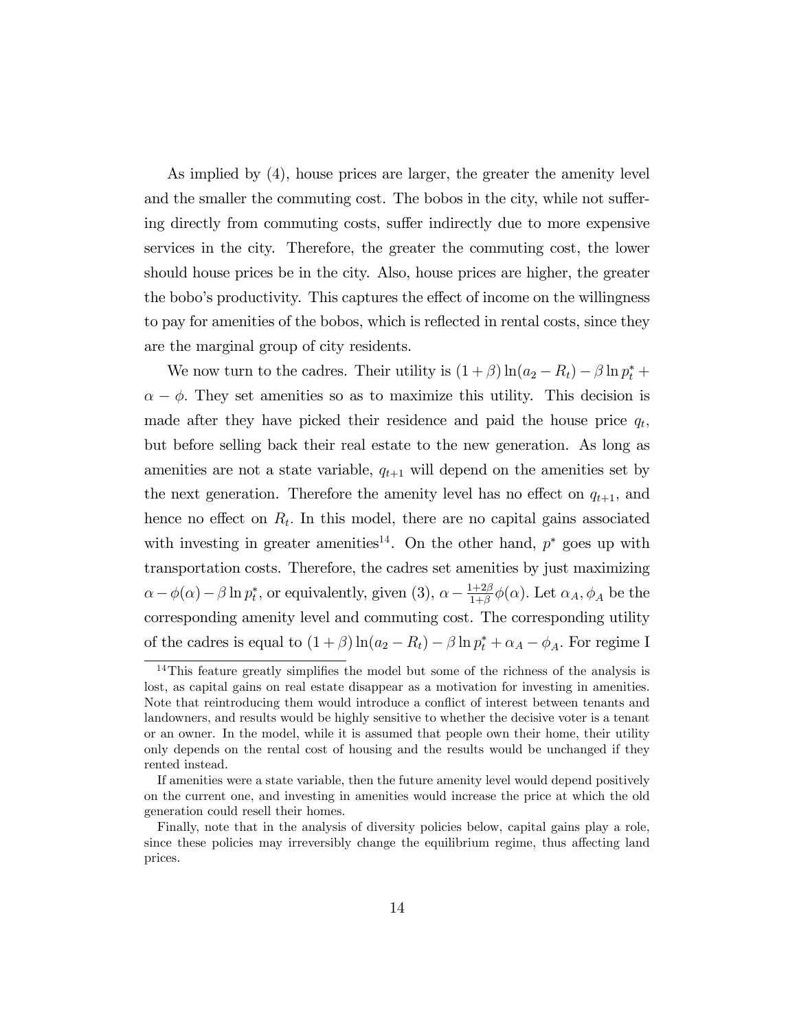As implied by (4), house prices are larger, the greater the amenity level and the smaller the commuting cost. The bobos in the city, while not suffering directly from commuting costs, suffer indirectly due to more expensive services in the city. Therefore, the greater the commuting cost, the lower should house prices be in the city. Also, house prices are higher, the greater the bobo's productivity. This captures the effect of income on the willingness to pay for amenities of the bobos, which is reflected in rental costs, since they are the marginal group of city residents.

We now turn to the cadres. Their utility is $(1+\beta)\ln(a_2 - R_t) - \beta \ln p_t^* + \alpha - \phi$. They set amenities so as to maximize this utility. This decision is made after they have picked their residence and paid the house price $q_t$, but before selling back their real estate to the new generation. As long as amenities are not a state variable, $q_{t+1}$ will depend on the amenities set by the next generation. Therefore the amenity level has no effect on $q_{t+1}$, and hence no effect on $R_t$. In this model, there are no capital gains associated with investing in greater amenities[14]. On the other hand, $p^*$ goes up with transportation costs. Therefore, the cadres set amenities by just maximizing $\alpha - \phi(\alpha) - \beta \ln p_t^*$, or equivalently, given (3), $\alpha - \frac{1+2\beta}{1+\beta}\phi(\alpha)$. Let $\alpha_A, \phi_A$ be the corresponding amenity level and commuting cost. The corresponding utility of the cadres is equal to $(1+\beta)\ln(a_2 - R_t) - \beta \ln p_t^* + \alpha_A - \phi_A$. For regime I

[14] This feature greatly simplifies the model but some of the richness of the analysis is lost, as capital gains on real estate disappear as a motivation for investing in amenities. Note that reintroducing them would introduce a conflict of interest between tenants and landowners, and results would be highly sensitive to whether the decisive voter is a tenant or an owner. In the model, while it is assumed that people own their home, their utility only depends on the rental cost of housing and the results would be unchanged if they rented instead.

If amenities were a state variable, then the future amenity level would depend positively on the current one, and investing in amenities would increase the price at which the old generation could resell their homes.

Finally, note that in the analysis of diversity policies below, capital gains play a role, since these policies may irreversibly change the equilibrium regime, thus affecting land prices.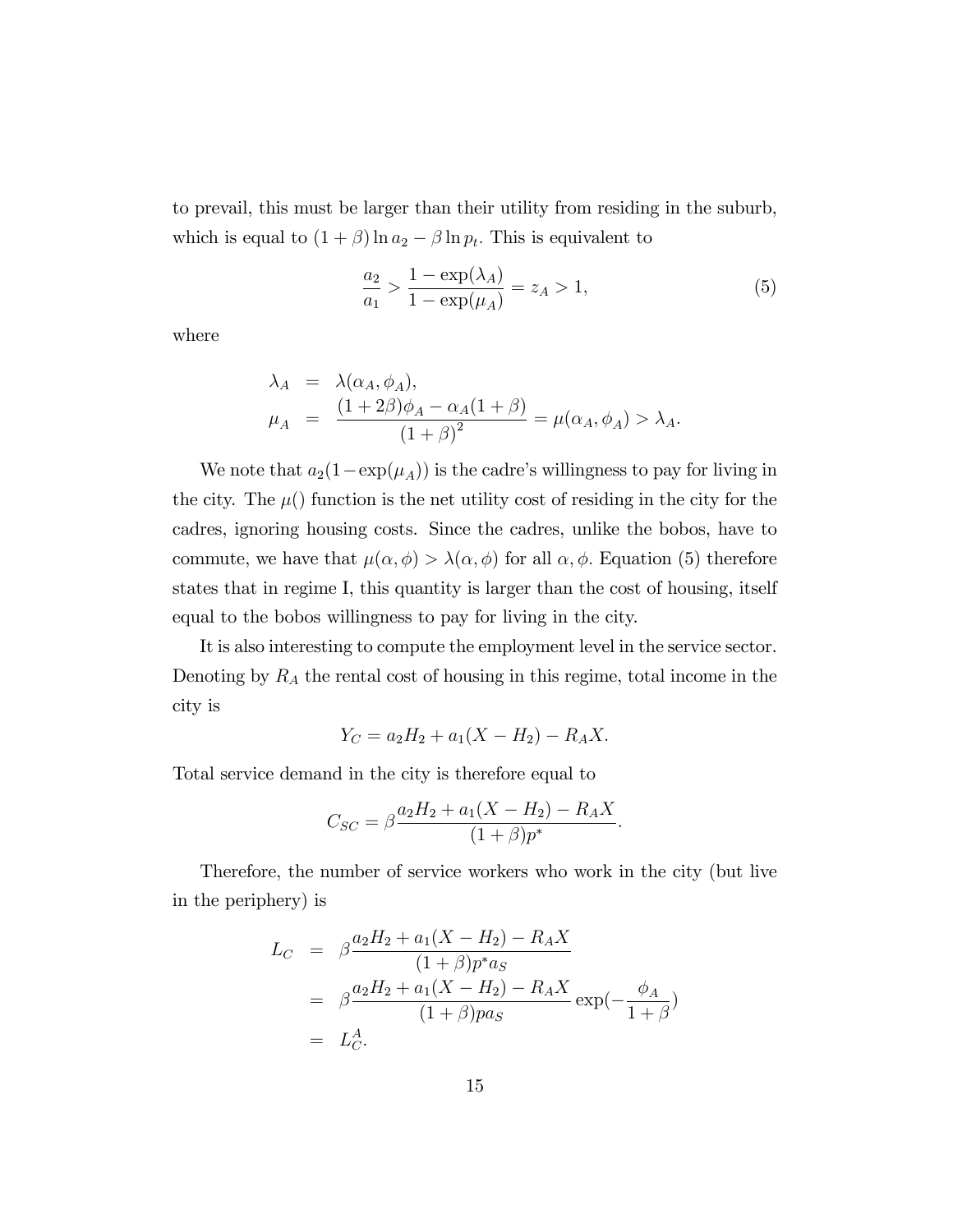to prevail, this must be larger than their utility from residing in the suburb, which is equal to $(1+\beta)\ln a_2 - \beta \ln p_t$. This is equivalent to

$$\frac{a_2}{a_1} > \frac{1-\exp(\lambda_A)}{1-\exp(\mu_A)} = z_A > 1, \tag{5}$$

where

$$\begin{aligned}
\lambda_A &= \lambda(\alpha_A, \phi_A), \\
\mu_A &= \frac{(1+2\beta)\phi_A - \alpha_A(1+\beta)}{(1+\beta)^2} = \mu(\alpha_A, \phi_A) > \lambda_A.
\end{aligned}$$

We note that $a_2(1-\exp(\mu_A))$ is the cadre's willingness to pay for living in the city. The $\mu()$ function is the net utility cost of residing in the city for the cadres, ignoring housing costs. Since the cadres, unlike the bobos, have to commute, we have that $\mu(\alpha, \phi) > \lambda(\alpha, \phi)$ for all $\alpha, \phi$. Equation (5) therefore states that in regime I, this quantity is larger than the cost of housing, itself equal to the bobos willingness to pay for living in the city.

It is also interesting to compute the employment level in the service sector. Denoting by $R_A$ the rental cost of housing in this regime, total income in the city is

$$Y_C = a_2 H_2 + a_1(X - H_2) - R_A X.$$

Total service demand in the city is therefore equal to

$$C_{SC} = \beta \frac{a_2 H_2 + a_1(X - H_2) - R_A X}{(1+\beta)p^*}.$$

Therefore, the number of service workers who work in the city (but live in the periphery) is

$$\begin{aligned}
L_C &= \beta \frac{a_2 H_2 + a_1(X - H_2) - R_A X}{(1+\beta)p^* a_S} \\
&= \beta \frac{a_2 H_2 + a_1(X - H_2) - R_A X}{(1+\beta)p a_S} \exp\left(-\frac{\phi_A}{1+\beta}\right) \\
&= L_C^A.
\end{aligned}$$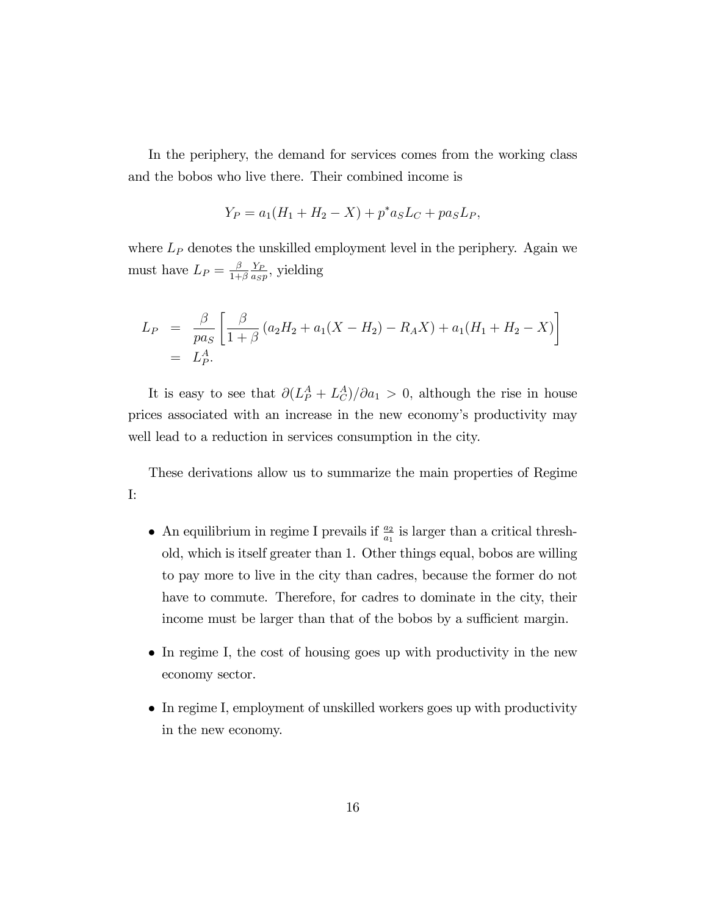In the periphery, the demand for services comes from the working class and the bobos who live there. Their combined income is

$$Y_P = a_1(H_1 + H_2 - X) + p^* a_S L_C + p a_S L_P,$$

where $L_P$ denotes the unskilled employment level in the periphery. Again we must have $L_P = \frac{\beta}{1+\beta}\frac{Y_P}{a_S p}$, yielding

$$\begin{aligned}
L_P &= \frac{\beta}{p a_S}\left[\frac{\beta}{1+\beta}\left(a_2 H_2 + a_1(X - H_2) - R_A X\right) + a_1(H_1 + H_2 - X)\right] \\
&= L_P^A.
\end{aligned}$$

It is easy to see that $\partial(L_P^A + L_C^A)/\partial a_1 > 0$, although the rise in house prices associated with an increase in the new economy's productivity may well lead to a reduction in services consumption in the city.

These derivations allow us to summarize the main properties of Regime I:

- An equilibrium in regime I prevails if $\frac{a_2}{a_1}$ is larger than a critical threshold, which is itself greater than 1. Other things equal, bobos are willing to pay more to live in the city than cadres, because the former do not have to commute. Therefore, for cadres to dominate in the city, their income must be larger than that of the bobos by a sufficient margin.
- In regime I, the cost of housing goes up with productivity in the new economy sector.
- In regime I, employment of unskilled workers goes up with productivity in the new economy.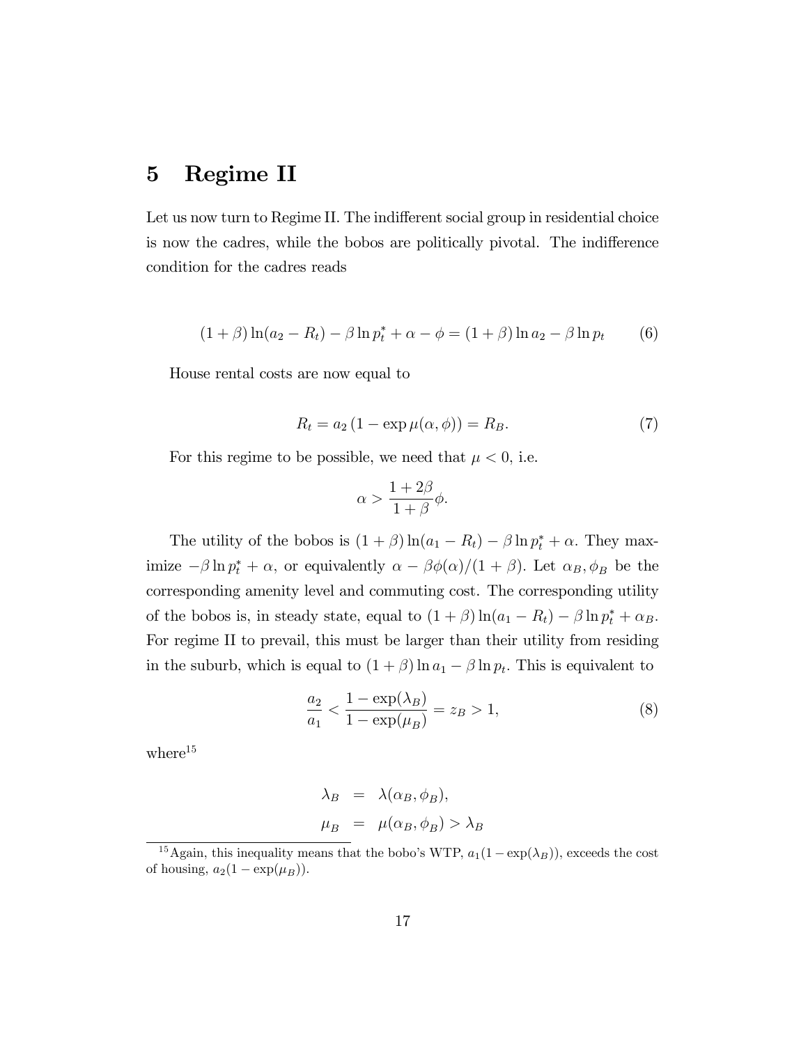# 5 Regime II

Let us now turn to Regime II. The indifferent social group in residential choice is now the cadres, while the bobos are politically pivotal. The indifference condition for the cadres reads

$$(1+\beta)\ln(a_2 - R_t) - \beta \ln p_t^* + \alpha - \phi = (1+\beta)\ln a_2 - \beta \ln p_t \tag{6}$$

House rental costs are now equal to

$$R_t = a_2 \left(1 - \exp \mu(\alpha, \phi)\right) = R_B. \tag{7}$$

For this regime to be possible, we need that $\mu < 0$, i.e.

$$\alpha > \frac{1+2\beta}{1+\beta}\phi.$$

The utility of the bobos is $(1+\beta)\ln(a_1 - R_t) - \beta \ln p_t^* + \alpha$. They maximize $-\beta \ln p_t^* + \alpha$, or equivalently $\alpha - \beta\phi(\alpha)/(1+\beta)$. Let $\alpha_B, \phi_B$ be the corresponding amenity level and commuting cost. The corresponding utility of the bobos is, in steady state, equal to $(1+\beta)\ln(a_1 - R_t) - \beta \ln p_t^* + \alpha_B$. For regime II to prevail, this must be larger than their utility from residing in the suburb, which is equal to $(1+\beta)\ln a_1 - \beta \ln p_t$. This is equivalent to

$$\frac{a_2}{a_1} < \frac{1 - \exp(\lambda_B)}{1 - \exp(\mu_B)} = z_B > 1, \tag{8}$$

where[15]

$$\begin{aligned} \lambda_B &= \lambda(\alpha_B, \phi_B), \\ \mu_B &= \mu(\alpha_B, \phi_B) > \lambda_B \end{aligned}$$

[15] Again, this inequality means that the bobo's WTP, $a_1(1 - \exp(\lambda_B))$, exceeds the cost of housing, $a_2(1 - \exp(\mu_B))$.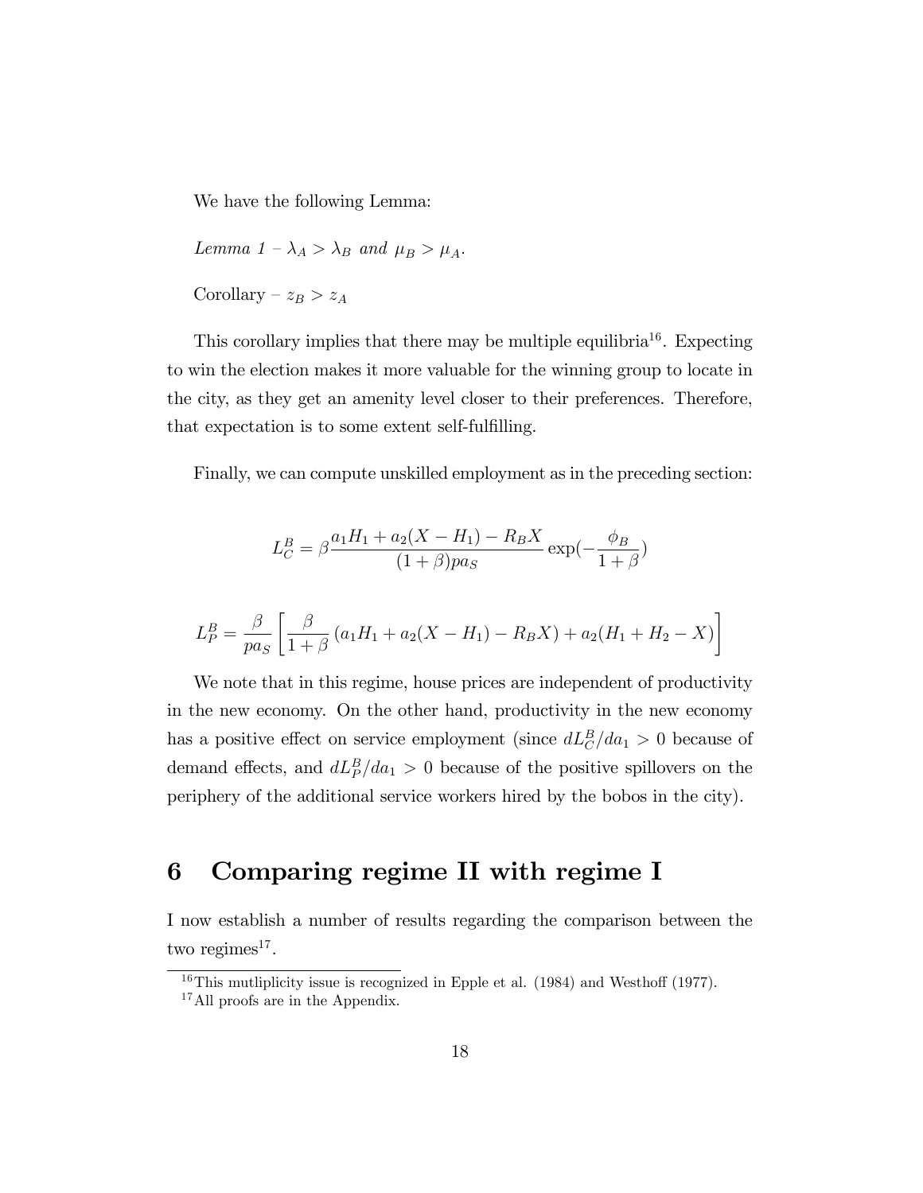We have the following Lemma:

*Lemma 1 – $\lambda_A > \lambda_B$ and $\mu_B > \mu_A$.*

Corollary – $z_B > z_A$

This corollary implies that there may be multiple equilibria[16]. Expecting to win the election makes it more valuable for the winning group to locate in the city, as they get an amenity level closer to their preferences. Therefore, that expectation is to some extent self-fulfilling.

Finally, we can compute unskilled employment as in the preceding section:

$$L_C^B = \beta \frac{a_1 H_1 + a_2(X - H_1) - R_B X}{(1+\beta) p a_S} \exp(-\frac{\phi_B}{1+\beta})$$

$$L_P^B = \frac{\beta}{p a_S} \left[ \frac{\beta}{1+\beta} \left( a_1 H_1 + a_2(X - H_1) - R_B X \right) + a_2(H_1 + H_2 - X) \right]$$

We note that in this regime, house prices are independent of productivity in the new economy. On the other hand, productivity in the new economy has a positive effect on service employment (since $dL_C^B/da_1 > 0$ because of demand effects, and $dL_P^B/da_1 > 0$ because of the positive spillovers on the periphery of the additional service workers hired by the bobos in the city).

# 6 Comparing regime II with regime I

I now establish a number of results regarding the comparison between the two regimes[17].

[16] This mutliplicity issue is recognized in Epple et al. (1984) and Westhoff (1977).

[17] All proofs are in the Appendix.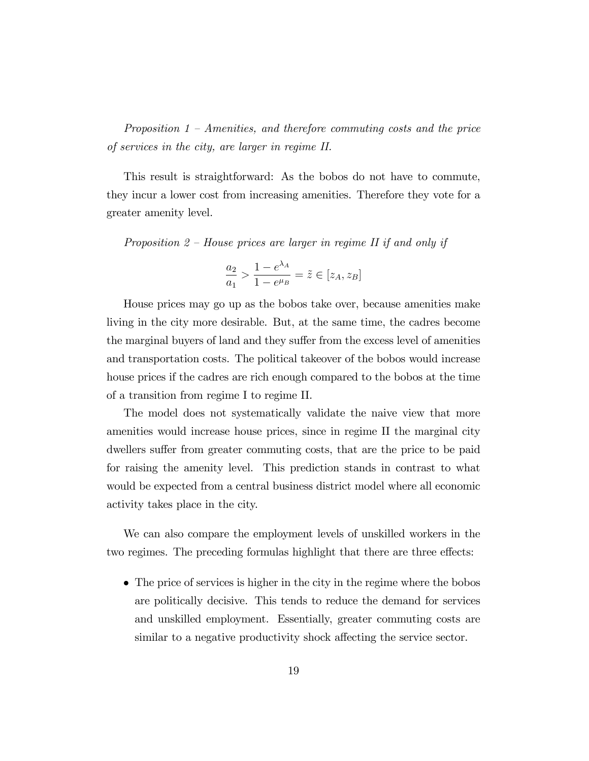*Proposition 1 – Amenities, and therefore commuting costs and the price of services in the city, are larger in regime II.*

This result is straightforward: As the bobos do not have to commute, they incur a lower cost from increasing amenities. Therefore they vote for a greater amenity level.

*Proposition 2 – House prices are larger in regime II if and only if*

$$\frac{a_2}{a_1} > \frac{1 - e^{\lambda_A}}{1 - e^{\mu_B}} = \tilde{z} \in [z_A, z_B]$$

House prices may go up as the bobos take over, because amenities make living in the city more desirable. But, at the same time, the cadres become the marginal buyers of land and they suffer from the excess level of amenities and transportation costs. The political takeover of the bobos would increase house prices if the cadres are rich enough compared to the bobos at the time of a transition from regime I to regime II.

The model does not systematically validate the naive view that more amenities would increase house prices, since in regime II the marginal city dwellers suffer from greater commuting costs, that are the price to be paid for raising the amenity level. This prediction stands in contrast to what would be expected from a central business district model where all economic activity takes place in the city.

We can also compare the employment levels of unskilled workers in the two regimes. The preceding formulas highlight that there are three effects:

- The price of services is higher in the city in the regime where the bobos are politically decisive. This tends to reduce the demand for services and unskilled employment. Essentially, greater commuting costs are similar to a negative productivity shock affecting the service sector.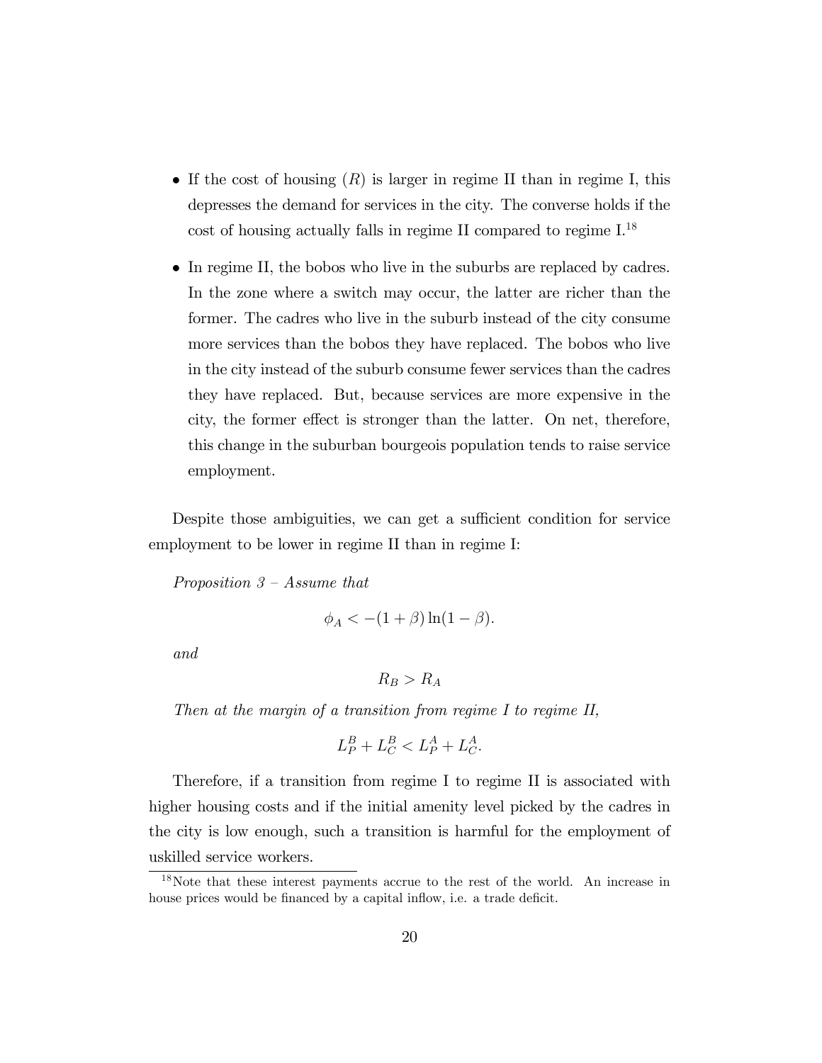- If the cost of housing ($R$) is larger in regime II than in regime I, this depresses the demand for services in the city. The converse holds if the cost of housing actually falls in regime II compared to regime I.[18]

- In regime II, the bobos who live in the suburbs are replaced by cadres. In the zone where a switch may occur, the latter are richer than the former. The cadres who live in the suburb instead of the city consume more services than the bobos they have replaced. The bobos who live in the city instead of the suburb consume fewer services than the cadres they have replaced. But, because services are more expensive in the city, the former effect is stronger than the latter. On net, therefore, this change in the suburban bourgeois population tends to raise service employment.

Despite those ambiguities, we can get a sufficient condition for service employment to be lower in regime II than in regime I:

*Proposition 3 – Assume that*

$$\phi_A < -(1+\beta)\ln(1-\beta).$$

*and*

$$R_B > R_A$$

*Then at the margin of a transition from regime I to regime II,*

$$L_P^B + L_C^B < L_P^A + L_C^A.$$

Therefore, if a transition from regime I to regime II is associated with higher housing costs and if the initial amenity level picked by the cadres in the city is low enough, such a transition is harmful for the employment of uskilled service workers.

[18] Note that these interest payments accrue to the rest of the world. An increase in house prices would be financed by a capital inflow, i.e. a trade deficit.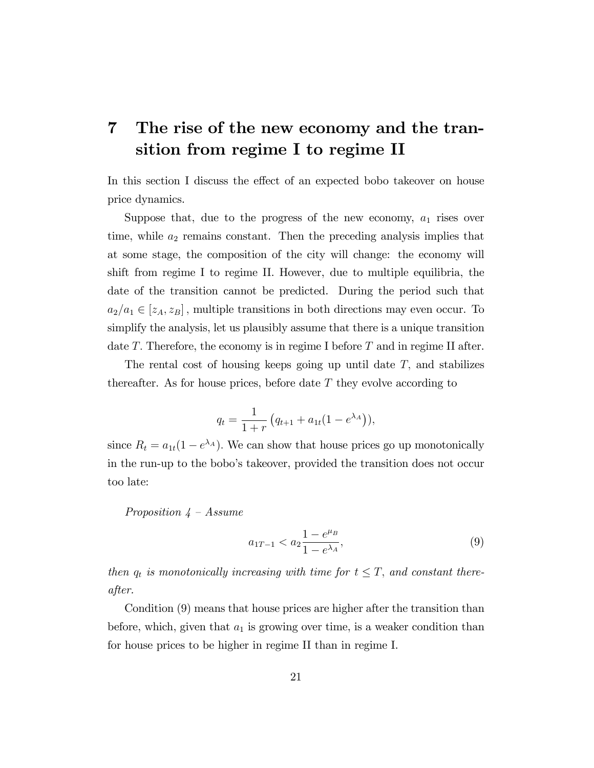# 7 The rise of the new economy and the transition from regime I to regime II

In this section I discuss the effect of an expected bobo takeover on house price dynamics.

Suppose that, due to the progress of the new economy, $a_1$ rises over time, while $a_2$ remains constant. Then the preceding analysis implies that at some stage, the composition of the city will change: the economy will shift from regime I to regime II. However, due to multiple equilibria, the date of the transition cannot be predicted. During the period such that $a_2/a_1 \in [z_A, z_B]$, multiple transitions in both directions may even occur. To simplify the analysis, let us plausibly assume that there is a unique transition date $T$. Therefore, the economy is in regime I before $T$ and in regime II after.

The rental cost of housing keeps going up until date $T$, and stabilizes thereafter. As for house prices, before date $T$ they evolve according to

$$q_t = \frac{1}{1+r}\left(q_{t+1} + a_{1t}(1 - e^{\lambda_A})\right),$$

since $R_t = a_{1t}(1 - e^{\lambda_A})$. We can show that house prices go up monotonically in the run-up to the bobo's takeover, provided the transition does not occur too late:

*Proposition 4 – Assume*

$$a_{1T-1} < a_2 \frac{1 - e^{\mu_B}}{1 - e^{\lambda_A}}, \tag{9}$$

*then $q_t$ is monotonically increasing with time for $t \leq T$, and constant thereafter.*

Condition (9) means that house prices are higher after the transition than before, which, given that $a_1$ is growing over time, is a weaker condition than for house prices to be higher in regime II than in regime I.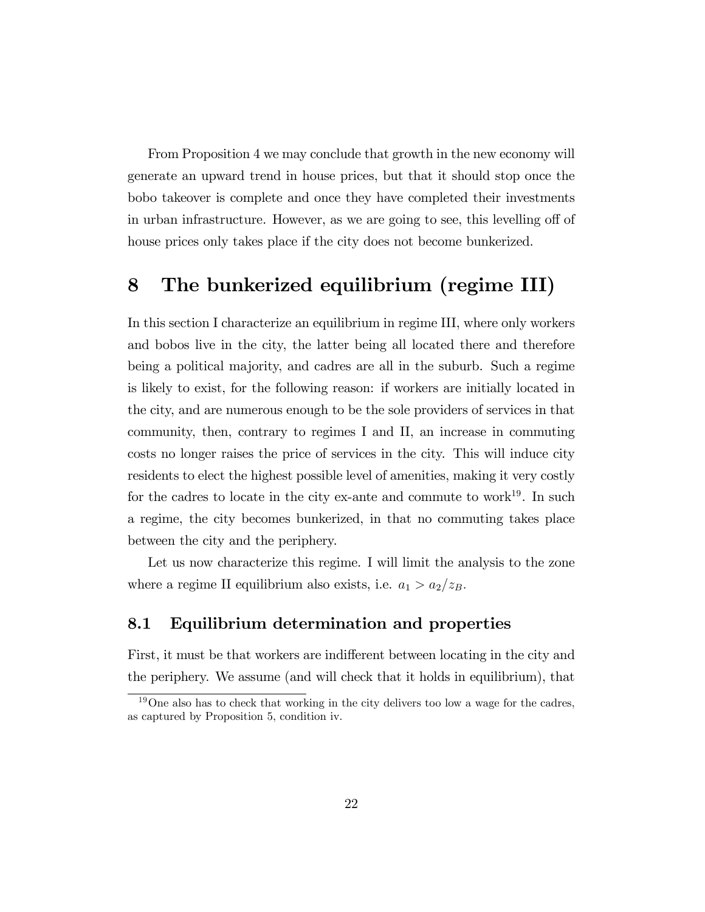From Proposition 4 we may conclude that growth in the new economy will generate an upward trend in house prices, but that it should stop once the bobo takeover is complete and once they have completed their investments in urban infrastructure. However, as we are going to see, this levelling off of house prices only takes place if the city does not become bunkerized.

# 8 The bunkerized equilibrium (regime III)

In this section I characterize an equilibrium in regime III, where only workers and bobos live in the city, the latter being all located there and therefore being a political majority, and cadres are all in the suburb. Such a regime is likely to exist, for the following reason: if workers are initially located in the city, and are numerous enough to be the sole providers of services in that community, then, contrary to regimes I and II, an increase in commuting costs no longer raises the price of services in the city. This will induce city residents to elect the highest possible level of amenities, making it very costly for the cadres to locate in the city ex-ante and commute to work[19]. In such a regime, the city becomes bunkerized, in that no commuting takes place between the city and the periphery.

Let us now characterize this regime. I will limit the analysis to the zone where a regime II equilibrium also exists, i.e. $a_1 > a_2/z_B$.

## 8.1 Equilibrium determination and properties

First, it must be that workers are indifferent between locating in the city and the periphery. We assume (and will check that it holds in equilibrium), that

[19] One also has to check that working in the city delivers too low a wage for the cadres, as captured by Proposition 5, condition iv.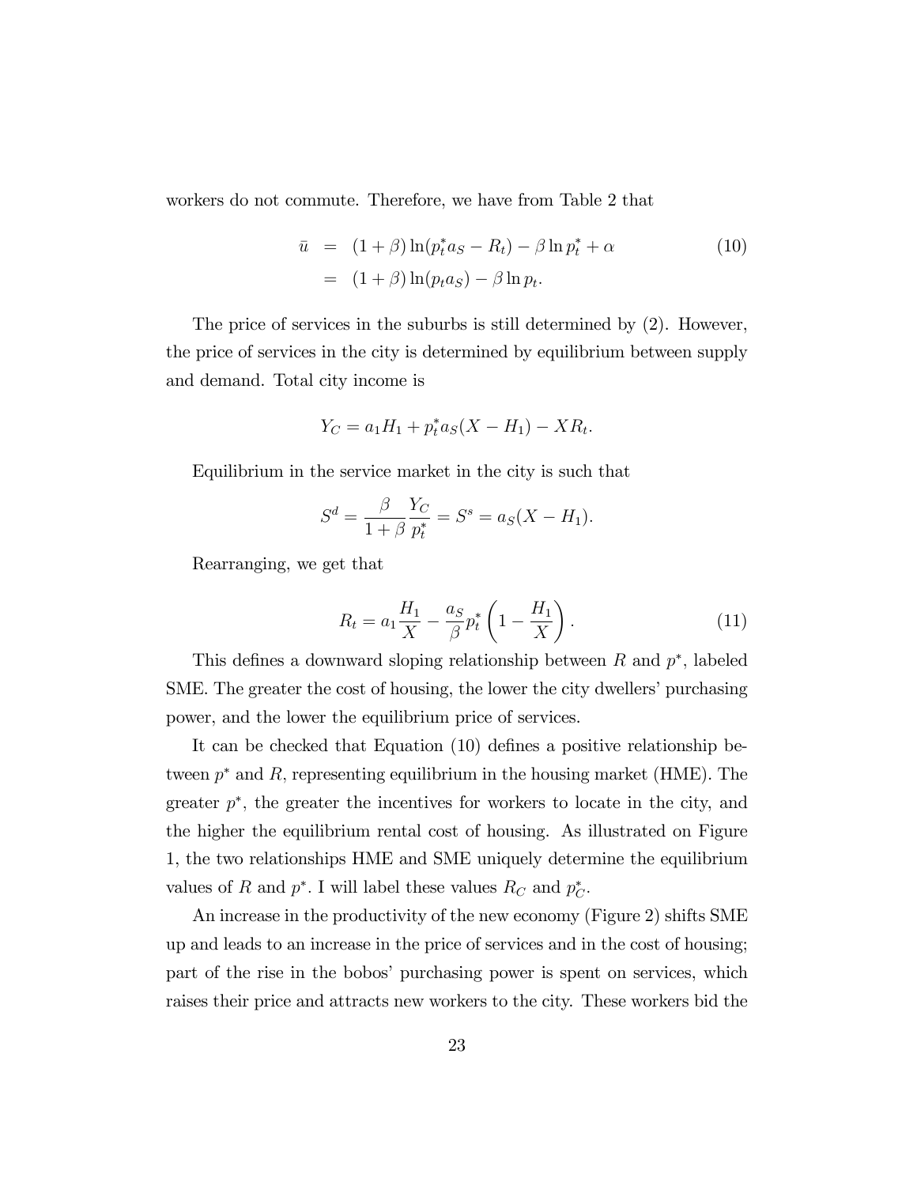workers do not commute. Therefore, we have from Table 2 that

$$
\begin{aligned}
\bar{u} &= (1+\beta)\ln(p_t^* a_S - R_t) - \beta \ln p_t^* + \alpha \\
&= (1+\beta)\ln(p_t a_S) - \beta \ln p_t.
\end{aligned}
\tag{10}
$$

The price of services in the suburbs is still determined by (2). However, the price of services in the city is determined by equilibrium between supply and demand. Total city income is

$$
Y_C = a_1 H_1 + p_t^* a_S (X - H_1) - X R_t.
$$

Equilibrium in the service market in the city is such that

$$
S^d = \frac{\beta}{1+\beta}\frac{Y_C}{p_t^*} = S^s = a_S(X - H_1).
$$

Rearranging, we get that

$$
R_t = a_1 \frac{H_1}{X} - \frac{a_S}{\beta} p_t^* \left(1 - \frac{H_1}{X}\right).
\tag{11}
$$

This defines a downward sloping relationship between $R$ and $p^*$, labeled SME. The greater the cost of housing, the lower the city dwellers' purchasing power, and the lower the equilibrium price of services.

It can be checked that Equation (10) defines a positive relationship between $p^*$ and $R$, representing equilibrium in the housing market (HME). The greater $p^*$, the greater the incentives for workers to locate in the city, and the higher the equilibrium rental cost of housing. As illustrated on Figure 1, the two relationships HME and SME uniquely determine the equilibrium values of $R$ and $p^*$. I will label these values $R_C$ and $p_C^*$.

An increase in the productivity of the new economy (Figure 2) shifts SME up and leads to an increase in the price of services and in the cost of housing; part of the rise in the bobos' purchasing power is spent on services, which raises their price and attracts new workers to the city. These workers bid the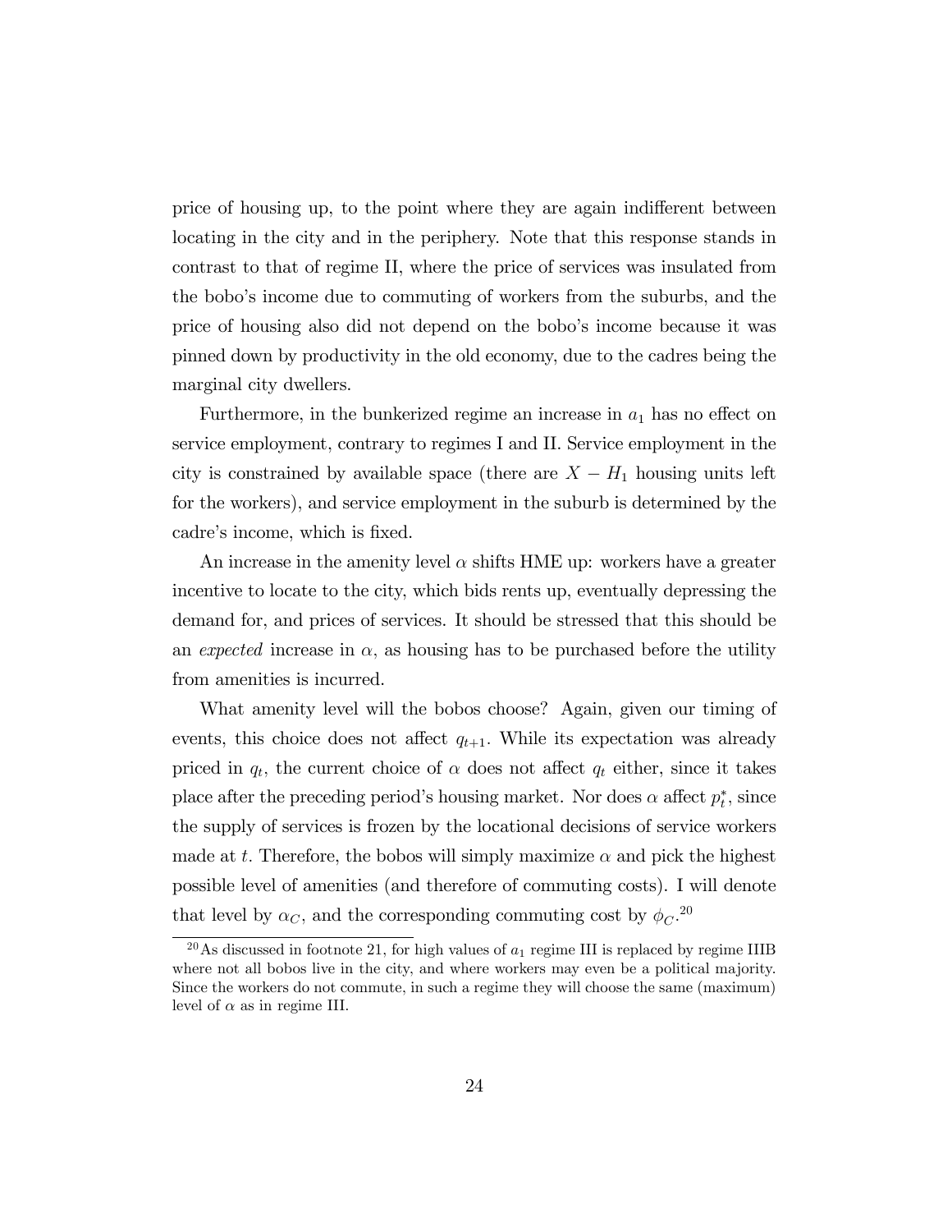price of housing up, to the point where they are again indifferent between locating in the city and in the periphery. Note that this response stands in contrast to that of regime II, where the price of services was insulated from the bobo's income due to commuting of workers from the suburbs, and the price of housing also did not depend on the bobo's income because it was pinned down by productivity in the old economy, due to the cadres being the marginal city dwellers.

Furthermore, in the bunkerized regime an increase in $a_1$ has no effect on service employment, contrary to regimes I and II. Service employment in the city is constrained by available space (there are $X - H_1$ housing units left for the workers), and service employment in the suburb is determined by the cadre's income, which is fixed.

An increase in the amenity level $\alpha$ shifts HME up: workers have a greater incentive to locate to the city, which bids rents up, eventually depressing the demand for, and prices of services. It should be stressed that this should be an *expected* increase in $\alpha$, as housing has to be purchased before the utility from amenities is incurred.

What amenity level will the bobos choose? Again, given our timing of events, this choice does not affect $q_{t+1}$. While its expectation was already priced in $q_t$, the current choice of $\alpha$ does not affect $q_t$ either, since it takes place after the preceding period's housing market. Nor does $\alpha$ affect $p_t^*$, since the supply of services is frozen by the locational decisions of service workers made at $t$. Therefore, the bobos will simply maximize $\alpha$ and pick the highest possible level of amenities (and therefore of commuting costs). I will denote that level by $\alpha_C$, and the corresponding commuting cost by $\phi_C$.[20]

[20] As discussed in footnote 21, for high values of $a_1$ regime III is replaced by regime IIIB where not all bobos live in the city, and where workers may even be a political majority. Since the workers do not commute, in such a regime they will choose the same (maximum) level of $\alpha$ as in regime III.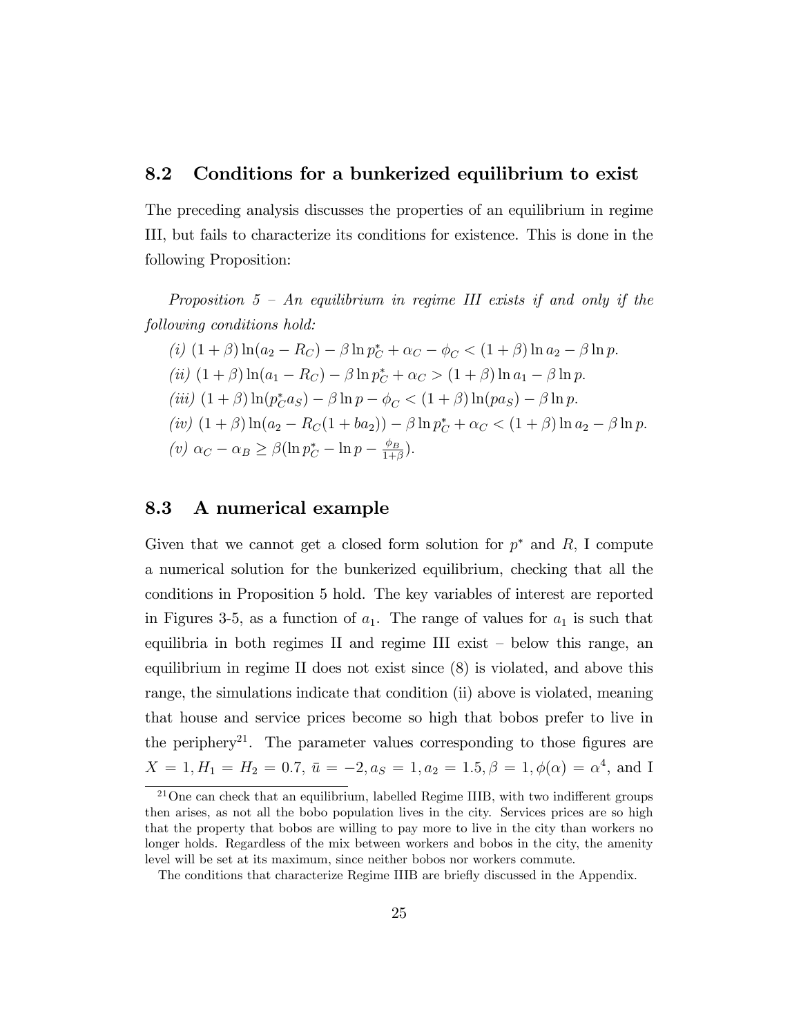## 8.2 Conditions for a bunkerized equilibrium to exist

The preceding analysis discusses the properties of an equilibrium in regime III, but fails to characterize its conditions for existence. This is done in the following Proposition:

*Proposition 5 – An equilibrium in regime III exists if and only if the following conditions hold:*

*(i)* $(1+\beta)\ln(a_2 - R_C) - \beta \ln p_C^* + \alpha_C - \phi_C < (1+\beta)\ln a_2 - \beta \ln p.$

*(ii)* $(1+\beta)\ln(a_1 - R_C) - \beta \ln p_C^* + \alpha_C > (1+\beta)\ln a_1 - \beta \ln p.$

*(iii)* $(1+\beta)\ln(p_C^* a_S) - \beta \ln p - \phi_C < (1+\beta)\ln(p a_S) - \beta \ln p.$

*(iv)* $(1+\beta)\ln(a_2 - R_C(1+ba_2)) - \beta \ln p_C^* + \alpha_C < (1+\beta)\ln a_2 - \beta \ln p.$

*(v)* $\alpha_C - \alpha_B \geq \beta(\ln p_C^* - \ln p - \frac{\phi_B}{1+\beta}).$

## 8.3 A numerical example

Given that we cannot get a closed form solution for $p^*$ and $R$, I compute a numerical solution for the bunkerized equilibrium, checking that all the conditions in Proposition 5 hold. The key variables of interest are reported in Figures 3-5, as a function of $a_1$. The range of values for $a_1$ is such that equilibria in both regimes II and regime III exist – below this range, an equilibrium in regime II does not exist since (8) is violated, and above this range, the simulations indicate that condition (ii) above is violated, meaning that house and service prices become so high that bobos prefer to live in the periphery[21]. The parameter values corresponding to those figures are $X = 1, H_1 = H_2 = 0.7,\ \bar{u} = -2, a_S = 1, a_2 = 1.5, \beta = 1, \phi(\alpha) = \alpha^4$, and I

[21] One can check that an equilibrium, labelled Regime IIIB, with two indifferent groups then arises, as not all the bobo population lives in the city. Services prices are so high that the property that bobos are willing to pay more to live in the city than workers no longer holds. Regardless of the mix between workers and bobos in the city, the amenity level will be set at its maximum, since neither bobos nor workers commute.

The conditions that characterize Regime IIIB are briefly discussed in the Appendix.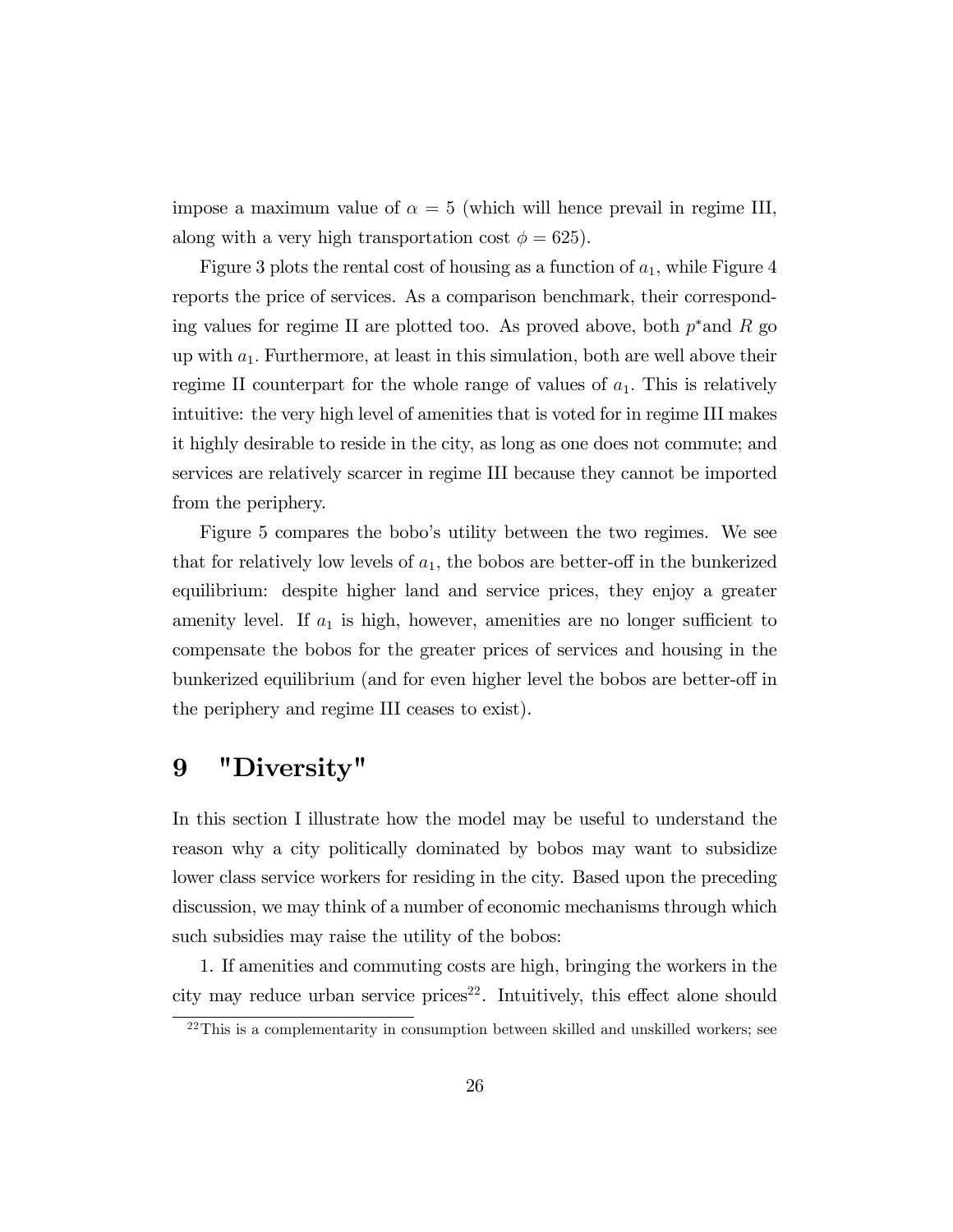impose a maximum value of $\alpha = 5$ (which will hence prevail in regime III, along with a very high transportation cost $\phi = 625$).

Figure 3 plots the rental cost of housing as a function of $a_1$, while Figure 4 reports the price of services. As a comparison benchmark, their corresponding values for regime II are plotted too. As proved above, both $p^*$and $R$ go up with $a_1$. Furthermore, at least in this simulation, both are well above their regime II counterpart for the whole range of values of $a_1$. This is relatively intuitive: the very high level of amenities that is voted for in regime III makes it highly desirable to reside in the city, as long as one does not commute; and services are relatively scarcer in regime III because they cannot be imported from the periphery.

Figure 5 compares the bobo's utility between the two regimes. We see that for relatively low levels of $a_1$, the bobos are better-off in the bunkerized equilibrium: despite higher land and service prices, they enjoy a greater amenity level. If $a_1$ is high, however, amenities are no longer sufficient to compensate the bobos for the greater prices of services and housing in the bunkerized equilibrium (and for even higher level the bobos are better-off in the periphery and regime III ceases to exist).

# 9 "Diversity"

In this section I illustrate how the model may be useful to understand the reason why a city politically dominated by bobos may want to subsidize lower class service workers for residing in the city. Based upon the preceding discussion, we may think of a number of economic mechanisms through which such subsidies may raise the utility of the bobos:

1. If amenities and commuting costs are high, bringing the workers in the city may reduce urban service prices[22]. Intuitively, this effect alone should

[22] This is a complementarity in consumption between skilled and unskilled workers; see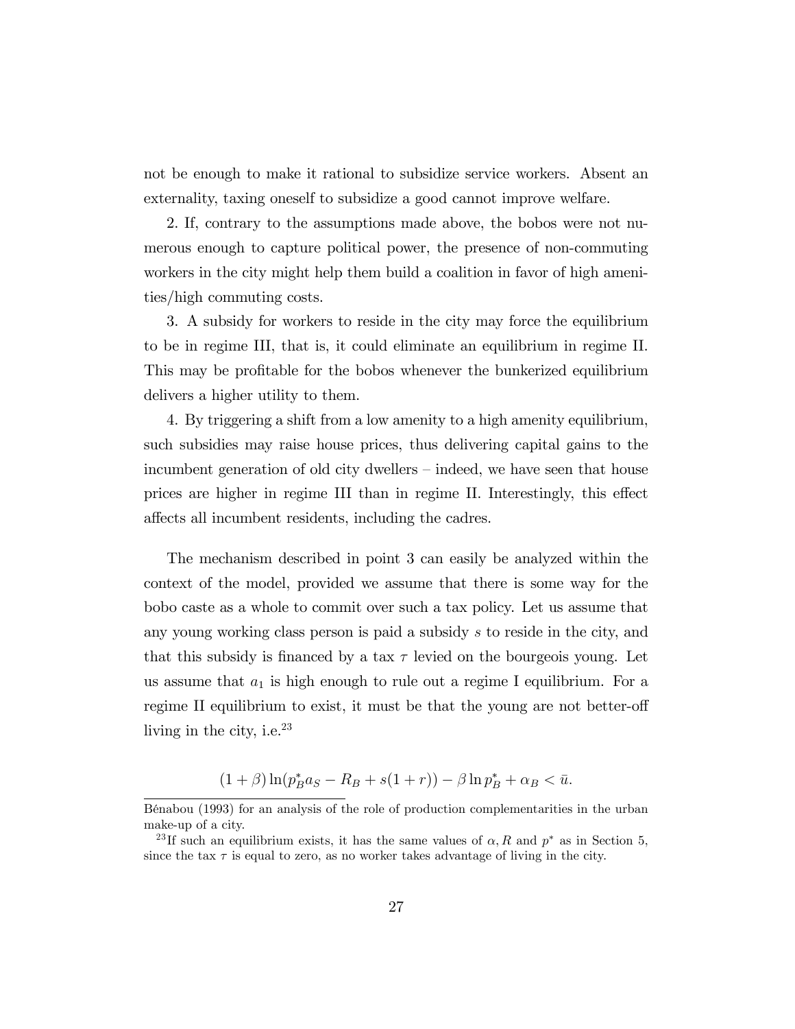not be enough to make it rational to subsidize service workers. Absent an externality, taxing oneself to subsidize a good cannot improve welfare.

2. If, contrary to the assumptions made above, the bobos were not numerous enough to capture political power, the presence of non-commuting workers in the city might help them build a coalition in favor of high amenities/high commuting costs.

3. A subsidy for workers to reside in the city may force the equilibrium to be in regime III, that is, it could eliminate an equilibrium in regime II. This may be profitable for the bobos whenever the bunkerized equilibrium delivers a higher utility to them.

4. By triggering a shift from a low amenity to a high amenity equilibrium, such subsidies may raise house prices, thus delivering capital gains to the incumbent generation of old city dwellers – indeed, we have seen that house prices are higher in regime III than in regime II. Interestingly, this effect affects all incumbent residents, including the cadres.

The mechanism described in point 3 can easily be analyzed within the context of the model, provided we assume that there is some way for the bobo caste as a whole to commit over such a tax policy. Let us assume that any young working class person is paid a subsidy $s$ to reside in the city, and that this subsidy is financed by a tax $\tau$ levied on the bourgeois young. Let us assume that $a_1$ is high enough to rule out a regime I equilibrium. For a regime II equilibrium to exist, it must be that the young are not better-off living in the city, i.e.[23]

$$(1+\beta)\ln(p_B^* a_S - R_B + s(1+r)) - \beta \ln p_B^* + \alpha_B < \bar{u}.$$

Bénabou (1993) for an analysis of the role of production complementarities in the urban make-up of a city.

[23] If such an equilibrium exists, it has the same values of $\alpha, R$ and $p^*$ as in Section 5, since the tax $\tau$ is equal to zero, as no worker takes advantage of living in the city.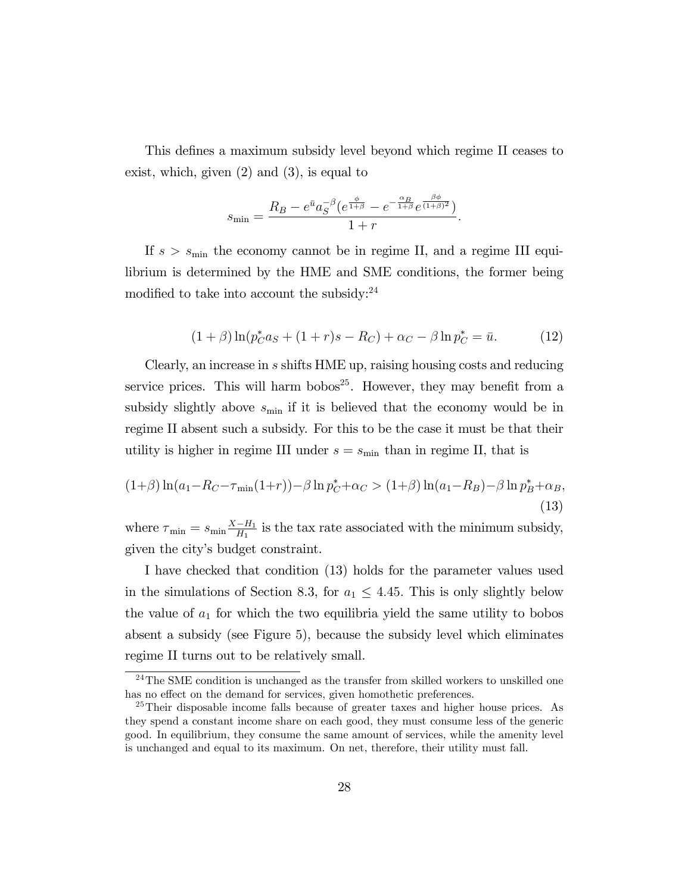This defines a maximum subsidy level beyond which regime II ceases to exist, which, given (2) and (3), is equal to

$$s_{\min} = \frac{R_B - e^{\bar{u}} a_S^{-\beta} (e^{\frac{\phi}{1+\beta}} - e^{-\frac{\alpha_B}{1+\beta}} e^{\frac{\beta\phi}{(1+\beta)^2}})}{1+r}.$$

If $s > s_{\min}$ the economy cannot be in regime II, and a regime III equilibrium is determined by the HME and SME conditions, the former being modified to take into account the subsidy:[24]

$$(1+\beta)\ln(p_C^* a_S + (1+r)s - R_C) + \alpha_C - \beta \ln p_C^* = \bar{u}. \tag{12}$$

Clearly, an increase in $s$ shifts HME up, raising housing costs and reducing service prices. This will harm bobos[25]. However, they may benefit from a subsidy slightly above $s_{\min}$ if it is believed that the economy would be in regime II absent such a subsidy. For this to be the case it must be that their utility is higher in regime III under $s = s_{\min}$ than in regime II, that is

$$(1+\beta)\ln(a_1 - R_C - \tau_{\min}(1+r)) - \beta \ln p_C^* + \alpha_C > (1+\beta)\ln(a_1 - R_B) - \beta \ln p_B^* + \alpha_B, \tag{13}$$

where $\tau_{\min} = s_{\min}\frac{X - H_1}{H_1}$ is the tax rate associated with the minimum subsidy, given the city's budget constraint.

I have checked that condition (13) holds for the parameter values used in the simulations of Section 8.3, for $a_1 \leq 4.45$. This is only slightly below the value of $a_1$ for which the two equilibria yield the same utility to bobos absent a subsidy (see Figure 5), because the subsidy level which eliminates regime II turns out to be relatively small.

[24] The SME condition is unchanged as the transfer from skilled workers to unskilled one has no effect on the demand for services, given homothetic preferences.

[25] Their disposable income falls because of greater taxes and higher house prices. As they spend a constant income share on each good, they must consume less of the generic good. In equilibrium, they consume the same amount of services, while the amenity level is unchanged and equal to its maximum. On net, therefore, their utility must fall.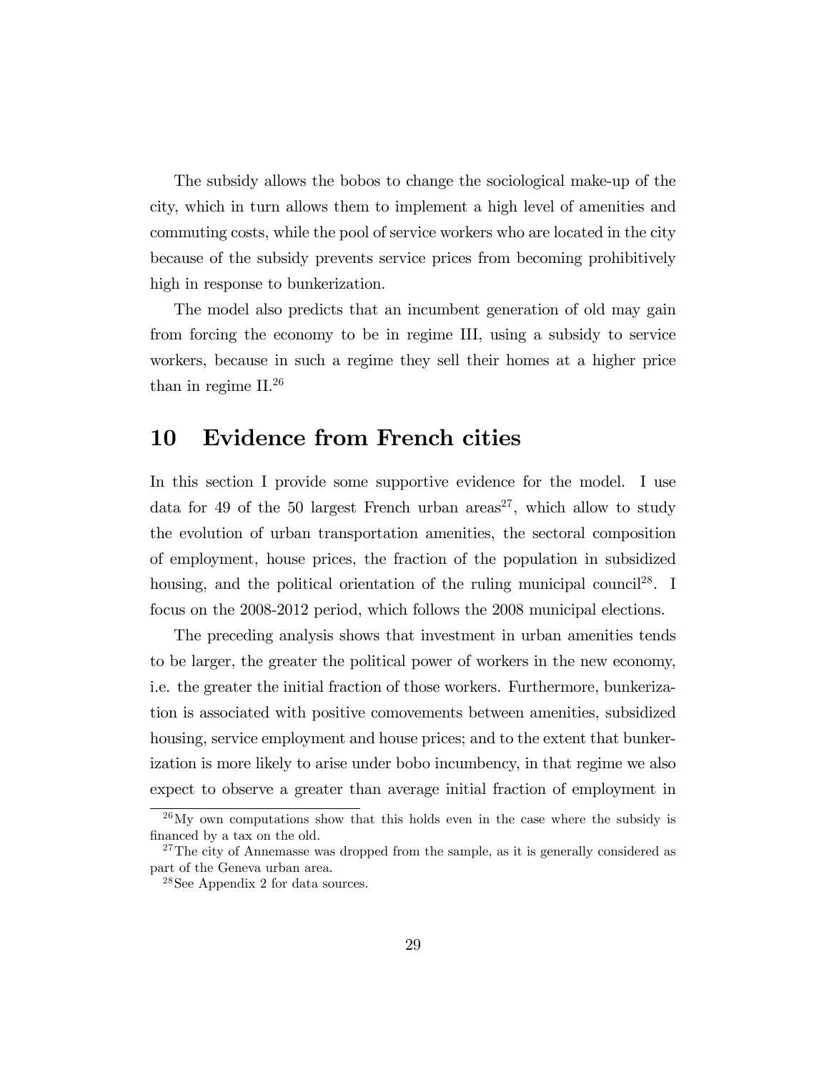The subsidy allows the bobos to change the sociological make-up of the city, which in turn allows them to implement a high level of amenities and commuting costs, while the pool of service workers who are located in the city because of the subsidy prevents service prices from becoming prohibitively high in response to bunkerization.

The model also predicts that an incumbent generation of old may gain from forcing the economy to be in regime III, using a subsidy to service workers, because in such a regime they sell their homes at a higher price than in regime II.[26]

## 10 Evidence from French cities

In this section I provide some supportive evidence for the model. I use data for 49 of the 50 largest French urban areas[27], which allow to study the evolution of urban transportation amenities, the sectoral composition of employment, house prices, the fraction of the population in subsidized housing, and the political orientation of the ruling municipal council[28]. I focus on the 2008-2012 period, which follows the 2008 municipal elections.

The preceding analysis shows that investment in urban amenities tends to be larger, the greater the political power of workers in the new economy, i.e. the greater the initial fraction of those workers. Furthermore, bunkerization is associated with positive comovements between amenities, subsidized housing, service employment and house prices; and to the extent that bunkerization is more likely to arise under bobo incumbency, in that regime we also expect to observe a greater than average initial fraction of employment in

[26] My own computations show that this holds even in the case where the subsidy is financed by a tax on the old.

[27] The city of Annemasse was dropped from the sample, as it is generally considered as part of the Geneva urban area.

[28] See Appendix 2 for data sources.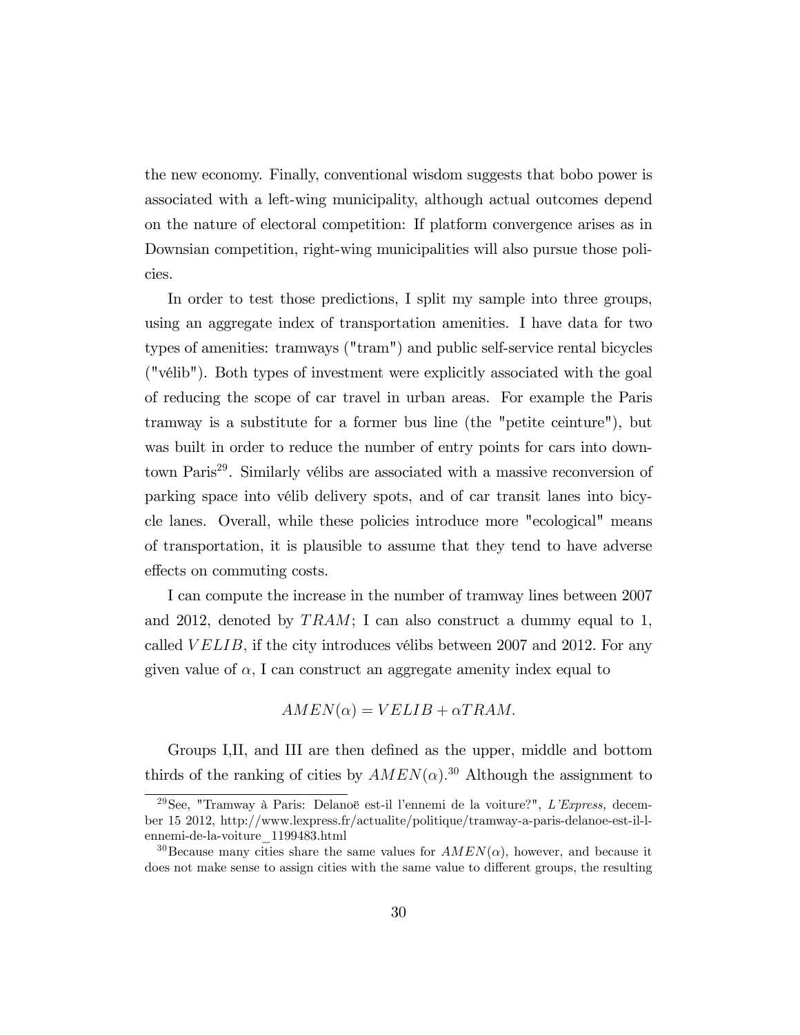the new economy. Finally, conventional wisdom suggests that bobo power is associated with a left-wing municipality, although actual outcomes depend on the nature of electoral competition: If platform convergence arises as in Downsian competition, right-wing municipalities will also pursue those policies.

In order to test those predictions, I split my sample into three groups, using an aggregate index of transportation amenities. I have data for two types of amenities: tramways ("tram") and public self-service rental bicycles ("vélib"). Both types of investment were explicitly associated with the goal of reducing the scope of car travel in urban areas. For example the Paris tramway is a substitute for a former bus line (the "petite ceinture"), but was built in order to reduce the number of entry points for cars into downtown Paris[29]. Similarly vélibs are associated with a massive reconversion of parking space into vélib delivery spots, and of car transit lanes into bicycle lanes. Overall, while these policies introduce more "ecological" means of transportation, it is plausible to assume that they tend to have adverse effects on commuting costs.

I can compute the increase in the number of tramway lines between 2007 and 2012, denoted by $TRAM$; I can also construct a dummy equal to 1, called $VELIB$, if the city introduces vélibs between 2007 and 2012. For any given value of $\alpha$, I can construct an aggregate amenity index equal to

$$AMEN(\alpha) = VELIB + \alpha TRAM.$$

Groups I,II, and III are then defined as the upper, middle and bottom thirds of the ranking of cities by $AMEN(\alpha)$.[30] Although the assignment to

[29] See, "Tramway à Paris: Delanoë est-il l'ennemi de la voiture?", *L'Express,* december 15 2012, http://www.lexpress.fr/actualite/politique/tramway-a-paris-delanoe-est-il-l-ennemi-de-la-voiture_1199483.html

[30] Because many cities share the same values for $AMEN(\alpha)$, however, and because it does not make sense to assign cities with the same value to different groups, the resulting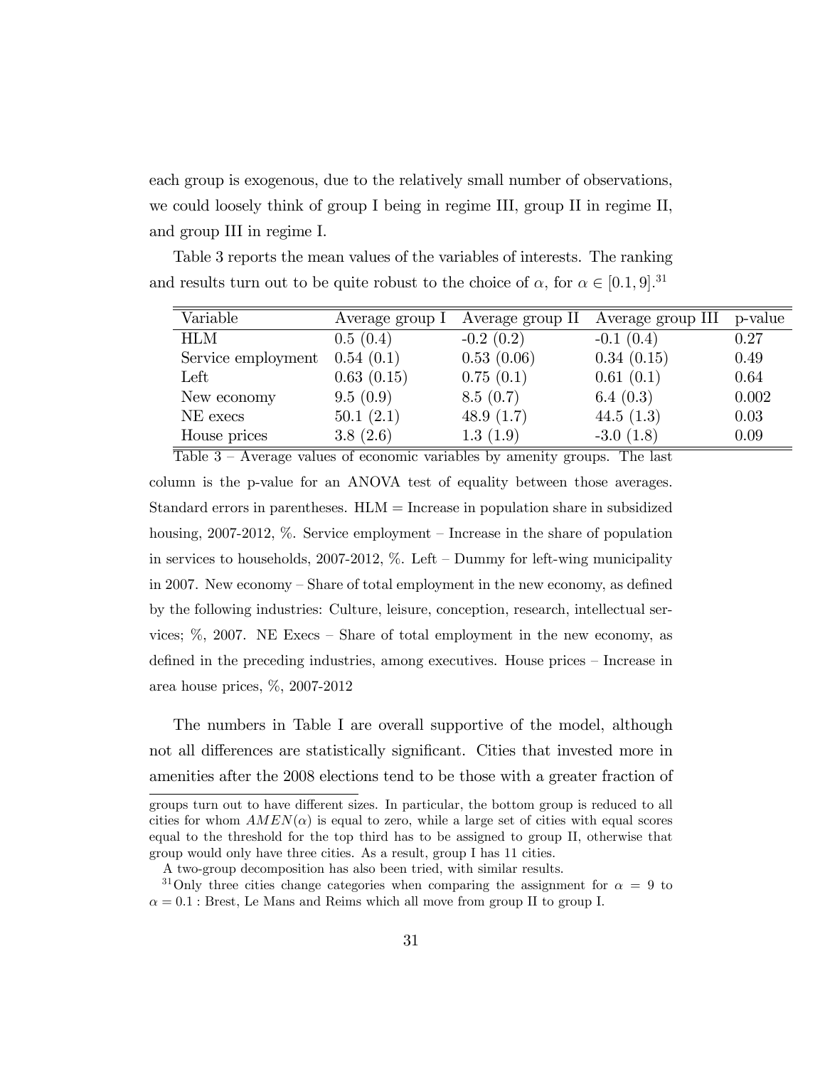each group is exogenous, due to the relatively small number of observations, we could loosely think of group I being in regime III, group II in regime II, and group III in regime I.

Table 3 reports the mean values of the variables of interests. The ranking and results turn out to be quite robust to the choice of $\alpha$, for $\alpha \in [0.1, 9]$.[31]

| Variable | Average group I | Average group II | Average group III | p-value |
|---|---|---|---|---|
| HLM | 0.5 (0.4) | -0.2 (0.2) | -0.1 (0.4) | 0.27 |
| Service employment | 0.54 (0.1) | 0.53 (0.06) | 0.34 (0.15) | 0.49 |
| Left | 0.63 (0.15) | 0.75 (0.1) | 0.61 (0.1) | 0.64 |
| New economy | 9.5 (0.9) | 8.5 (0.7) | 6.4 (0.3) | 0.002 |
| NE execs | 50.1 (2.1) | 48.9 (1.7) | 44.5 (1.3) | 0.03 |
| House prices | 3.8 (2.6) | 1.3 (1.9) | -3.0 (1.8) | 0.09 |

Table 3 – Average values of economic variables by amenity groups. The last column is the p-value for an ANOVA test of equality between those averages. Standard errors in parentheses. HLM = Increase in population share in subsidized housing, 2007-2012, %. Service employment – Increase in the share of population in services to households, 2007-2012, %. Left – Dummy for left-wing municipality in 2007. New economy – Share of total employment in the new economy, as defined by the following industries: Culture, leisure, conception, research, intellectual services; %, 2007. NE Execs – Share of total employment in the new economy, as defined in the preceding industries, among executives. House prices – Increase in area house prices, %, 2007-2012

The numbers in Table I are overall supportive of the model, although not all differences are statistically significant. Cities that invested more in amenities after the 2008 elections tend to be those with a greater fraction of

groups turn out to have different sizes. In particular, the bottom group is reduced to all cities for whom $AMEN(\alpha)$ is equal to zero, while a large set of cities with equal scores equal to the threshold for the top third has to be assigned to group II, otherwise that group would only have three cities. As a result, group I has 11 cities.

A two-group decomposition has also been tried, with similar results.

[31] Only three cities change categories when comparing the assignment for $\alpha = 9$ to $\alpha = 0.1$ : Brest, Le Mans and Reims which all move from group II to group I.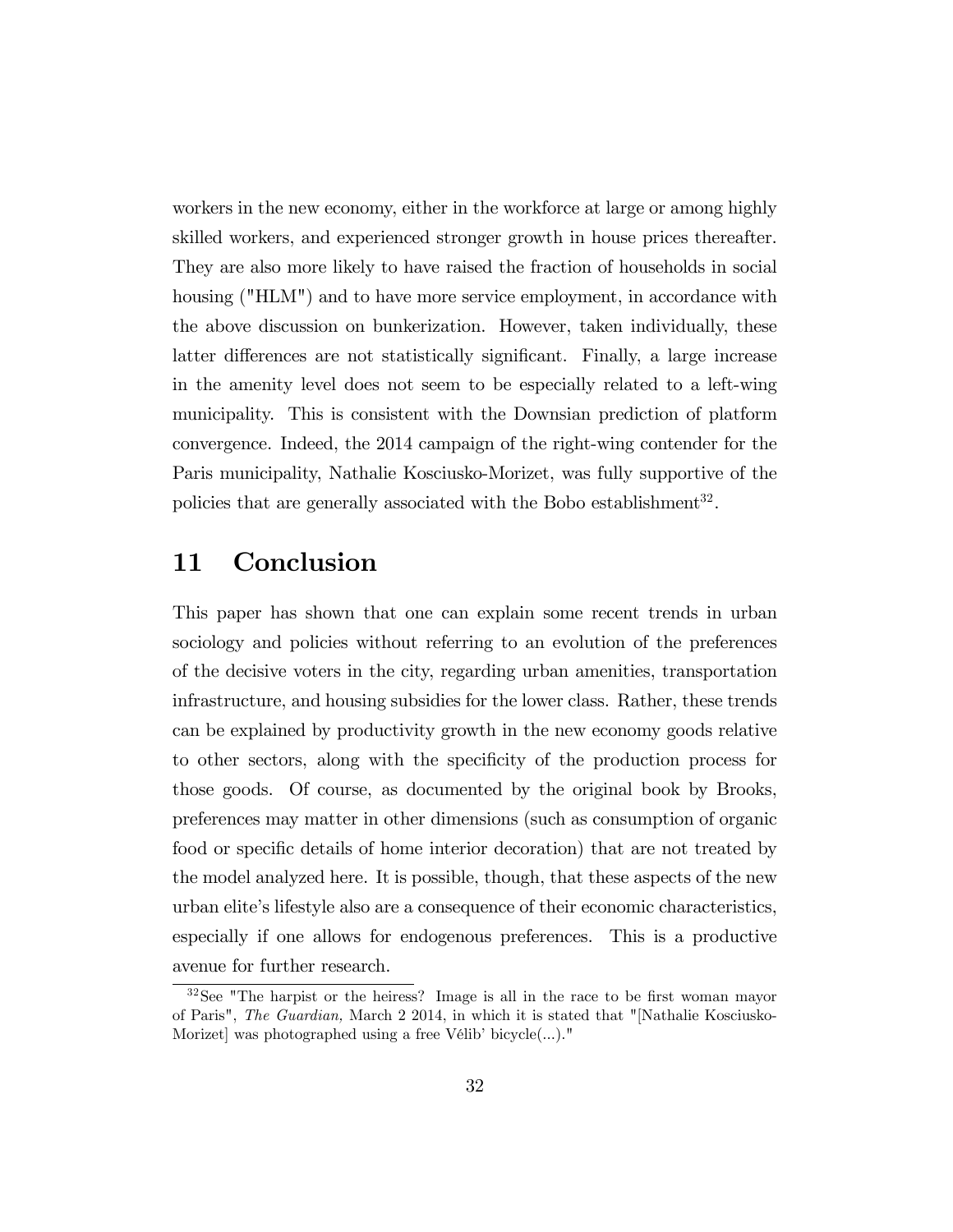workers in the new economy, either in the workforce at large or among highly skilled workers, and experienced stronger growth in house prices thereafter. They are also more likely to have raised the fraction of households in social housing ("HLM") and to have more service employment, in accordance with the above discussion on bunkerization. However, taken individually, these latter differences are not statistically significant. Finally, a large increase in the amenity level does not seem to be especially related to a left-wing municipality. This is consistent with the Downsian prediction of platform convergence. Indeed, the 2014 campaign of the right-wing contender for the Paris municipality, Nathalie Kosciusko-Morizet, was fully supportive of the policies that are generally associated with the Bobo establishment[32].

# 11 Conclusion

This paper has shown that one can explain some recent trends in urban sociology and policies without referring to an evolution of the preferences of the decisive voters in the city, regarding urban amenities, transportation infrastructure, and housing subsidies for the lower class. Rather, these trends can be explained by productivity growth in the new economy goods relative to other sectors, along with the specificity of the production process for those goods. Of course, as documented by the original book by Brooks, preferences may matter in other dimensions (such as consumption of organic food or specific details of home interior decoration) that are not treated by the model analyzed here. It is possible, though, that these aspects of the new urban elite's lifestyle also are a consequence of their economic characteristics, especially if one allows for endogenous preferences. This is a productive avenue for further research.

[32] See "The harpist or the heiress? Image is all in the race to be first woman mayor of Paris", *The Guardian,* March 2 2014, in which it is stated that "[Nathalie Kosciusko-Morizet] was photographed using a free Vélib' bicycle(...)."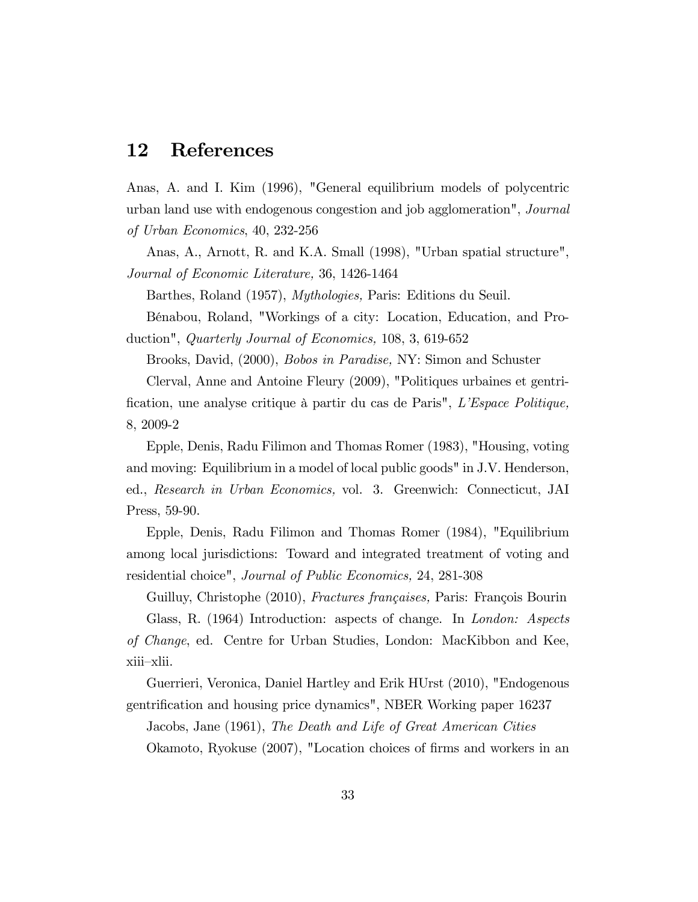## 12 References

Anas, A. and I. Kim (1996), "General equilibrium models of polycentric urban land use with endogenous congestion and job agglomeration", *Journal of Urban Economics*, 40, 232-256

Anas, A., Arnott, R. and K.A. Small (1998), "Urban spatial structure", *Journal of Economic Literature,* 36, 1426-1464

Barthes, Roland (1957), *Mythologies*, Paris: Editions du Seuil.

Bénabou, Roland, "Workings of a city: Location, Education, and Production", *Quarterly Journal of Economics,* 108, 3, 619-652

Brooks, David, (2000), *Bobos in Paradise,* NY: Simon and Schuster

Clerval, Anne and Antoine Fleury (2009), "Politiques urbaines et gentrification, une analyse critique à partir du cas de Paris", *L'Espace Politique,* 8, 2009-2

Epple, Denis, Radu Filimon and Thomas Romer (1983), "Housing, voting and moving: Equilibrium in a model of local public goods" in J.V. Henderson, ed., *Research in Urban Economics,* vol. 3. Greenwich: Connecticut, JAI Press, 59-90.

Epple, Denis, Radu Filimon and Thomas Romer (1984), "Equilibrium among local jurisdictions: Toward and integrated treatment of voting and residential choice", *Journal of Public Economics,* 24, 281-308

Guilluy, Christophe (2010), *Fractures françaises,* Paris: François Bourin

Glass, R. (1964) Introduction: aspects of change. In *London: Aspects of Change*, ed. Centre for Urban Studies, London: MacKibbon and Kee, xiii–xlii.

Guerrieri, Veronica, Daniel Hartley and Erik HUrst (2010), "Endogenous gentrification and housing price dynamics", NBER Working paper 16237

Jacobs, Jane (1961), *The Death and Life of Great American Cities*

Okamoto, Ryokuse (2007), "Location choices of firms and workers in an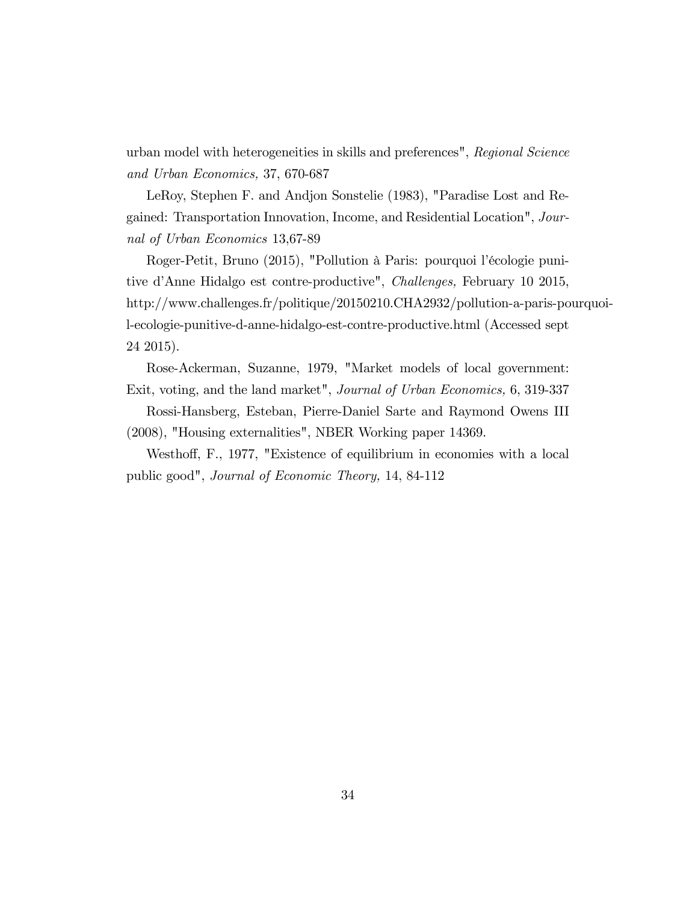urban model with heterogeneities in skills and preferences", *Regional Science and Urban Economics,* 37, 670-687

LeRoy, Stephen F. and Andjon Sonstelie (1983), "Paradise Lost and Regained: Transportation Innovation, Income, and Residential Location", *Journal of Urban Economics* 13,67-89

Roger-Petit, Bruno (2015), "Pollution à Paris: pourquoi l'écologie punitive d'Anne Hidalgo est contre-productive", *Challenges,* February 10 2015, http://www.challenges.fr/politique/20150210.CHA2932/pollution-a-paris-pourquoi-l-ecologie-punitive-d-anne-hidalgo-est-contre-productive.html (Accessed sept 24 2015).

Rose-Ackerman, Suzanne, 1979, "Market models of local government: Exit, voting, and the land market", *Journal of Urban Economics,* 6, 319-337

Rossi-Hansberg, Esteban, Pierre-Daniel Sarte and Raymond Owens III (2008), "Housing externalities", NBER Working paper 14369.

Westhoff, F., 1977, "Existence of equilibrium in economies with a local public good", *Journal of Economic Theory,* 14, 84-112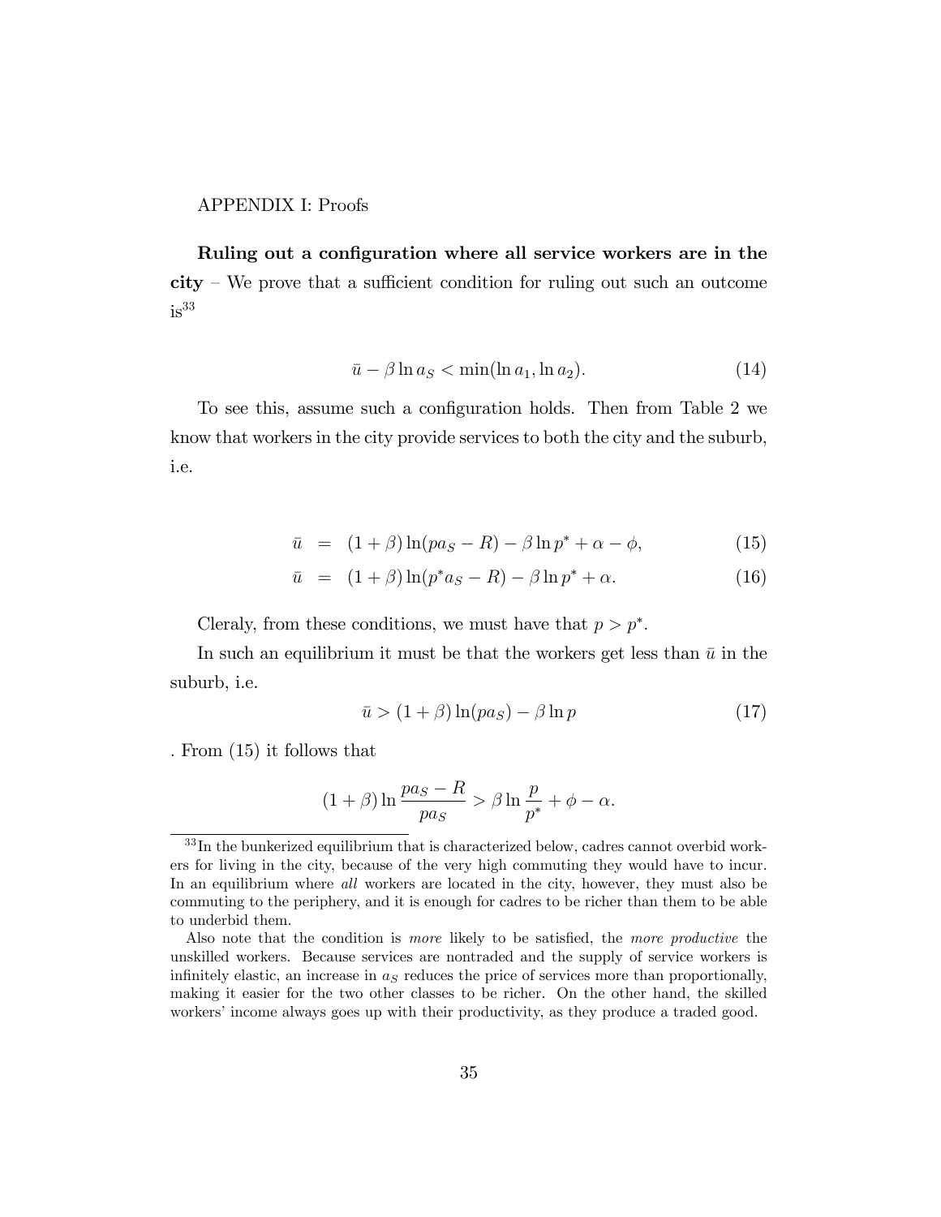APPENDIX I: Proofs

**Ruling out a configuration where all service workers are in the city** – We prove that a sufficient condition for ruling out such an outcome is[33]

$$\bar{u} - \beta \ln a_S < \min(\ln a_1, \ln a_2). \tag{14}$$

To see this, assume such a configuration holds. Then from Table 2 we know that workers in the city provide services to both the city and the suburb, i.e.

$$\bar{u} = (1+\beta)\ln(pa_S - R) - \beta \ln p^* + \alpha - \phi, \tag{15}$$

$$\bar{u} = (1+\beta)\ln(p^* a_S - R) - \beta \ln p^* + \alpha. \tag{16}$$

Cleraly, from these conditions, we must have that $p > p^*$.

In such an equilibrium it must be that the workers get less than $\bar{u}$ in the suburb, i.e.

$$\bar{u} > (1+\beta)\ln(pa_S) - \beta \ln p \tag{17}$$

. From (15) it follows that

$$(1+\beta)\ln \frac{pa_S - R}{pa_S} > \beta \ln \frac{p}{p^*} + \phi - \alpha.$$

[33] In the bunkerized equilibrium that is characterized below, cadres cannot overbid workers for living in the city, because of the very high commuting they would have to incur. In an equilibrium where *all* workers are located in the city, however, they must also be commuting to the periphery, and it is enough for cadres to be richer than them to be able to underbid them.

Also note that the condition is *more* likely to be satisfied, the *more productive* the unskilled workers. Because services are nontraded and the supply of service workers is infinitely elastic, an increase in $a_S$ reduces the price of services more than proportionally, making it easier for the two other classes to be richer. On the other hand, the skilled workers' income always goes up with their productivity, as they produce a traded good.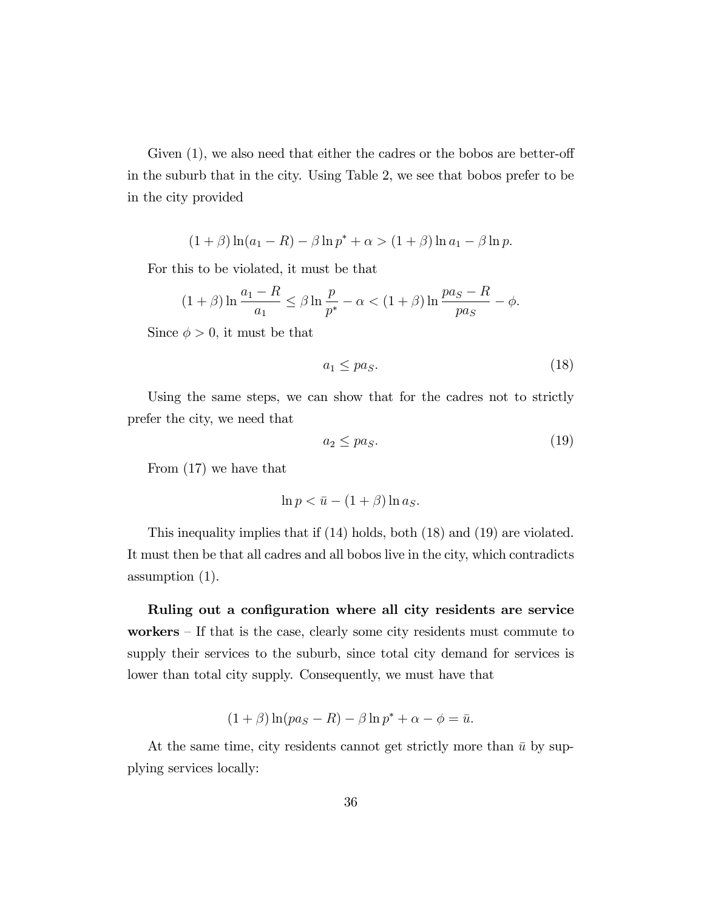Given (1), we also need that either the cadres or the bobos are better-off in the suburb that in the city. Using Table 2, we see that bobos prefer to be in the city provided

$$(1+\beta)\ln(a_1 - R) - \beta \ln p^* + \alpha > (1+\beta)\ln a_1 - \beta \ln p.$$

For this to be violated, it must be that

$$(1+\beta)\ln \frac{a_1 - R}{a_1} \leq \beta \ln \frac{p}{p^*} - \alpha < (1+\beta)\ln \frac{pa_S - R}{pa_S} - \phi.$$

Since $\phi > 0$, it must be that

$$a_1 \leq pa_S. \tag{18}$$

Using the same steps, we can show that for the cadres not to strictly prefer the city, we need that

$$a_2 \leq pa_S. \tag{19}$$

From (17) we have that

$$\ln p < \bar{u} - (1+\beta)\ln a_S.$$

This inequality implies that if (14) holds, both (18) and (19) are violated. It must then be that all cadres and all bobos live in the city, which contradicts assumption (1).

**Ruling out a configuration where all city residents are service workers** – If that is the case, clearly some city residents must commute to supply their services to the suburb, since total city demand for services is lower than total city supply. Consequently, we must have that

$$(1+\beta)\ln(pa_S - R) - \beta \ln p^* + \alpha - \phi = \bar{u}.$$

At the same time, city residents cannot get strictly more than $\bar{u}$ by supplying services locally: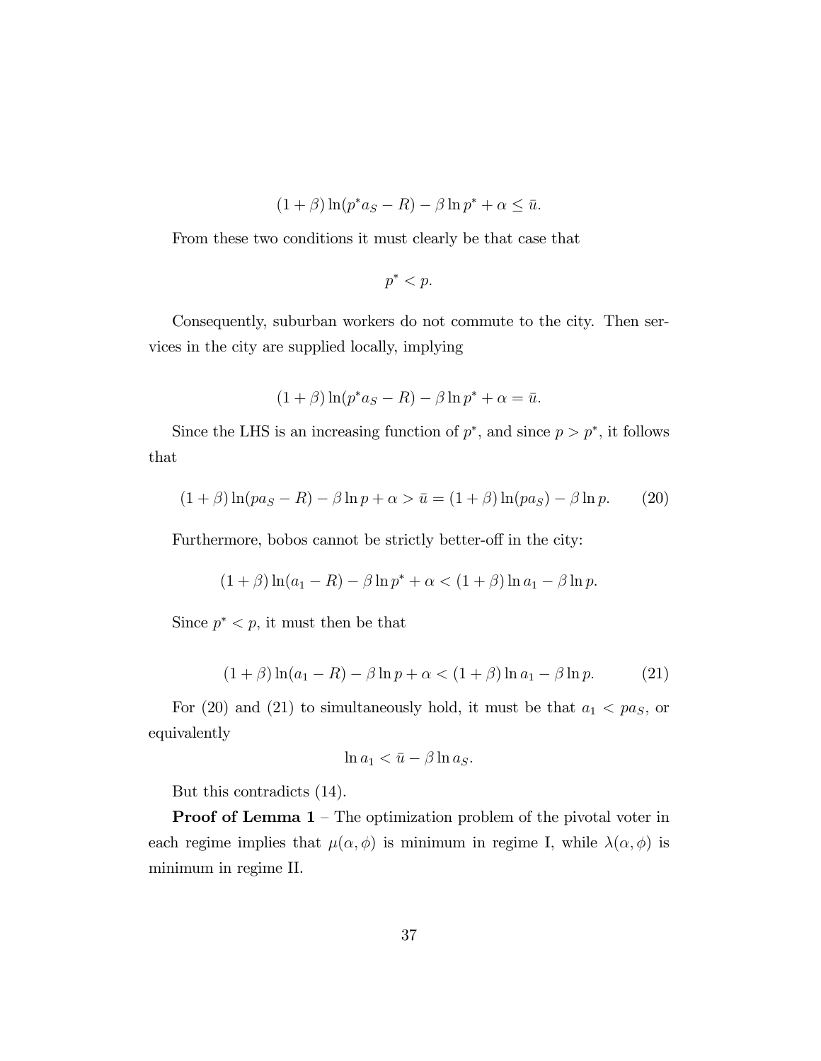$$(1+\beta)\ln(p^* a_S - R) - \beta \ln p^* + \alpha \leq \bar{u}.$$

From these two conditions it must clearly be that case that

$$p^* < p.$$

Consequently, suburban workers do not commute to the city. Then services in the city are supplied locally, implying

$$(1+\beta)\ln(p^* a_S - R) - \beta \ln p^* + \alpha = \bar{u}.$$

Since the LHS is an increasing function of $p^*$, and since $p > p^*$, it follows that

$$(1+\beta)\ln(p a_S - R) - \beta \ln p + \alpha > \bar{u} = (1+\beta)\ln(p a_S) - \beta \ln p. \tag{20}$$

Furthermore, bobos cannot be strictly better-off in the city:

$$(1+\beta)\ln(a_1 - R) - \beta \ln p^* + \alpha < (1+\beta)\ln a_1 - \beta \ln p.$$

Since $p^* < p$, it must then be that

$$(1+\beta)\ln(a_1 - R) - \beta \ln p + \alpha < (1+\beta)\ln a_1 - \beta \ln p. \tag{21}$$

For (20) and (21) to simultaneously hold, it must be that $a_1 < p a_S$, or equivalently

$$\ln a_1 < \bar{u} - \beta \ln a_S.$$

But this contradicts (14).

**Proof of Lemma 1** – The optimization problem of the pivotal voter in each regime implies that $\mu(\alpha, \phi)$ is minimum in regime I, while $\lambda(\alpha, \phi)$ is minimum in regime II.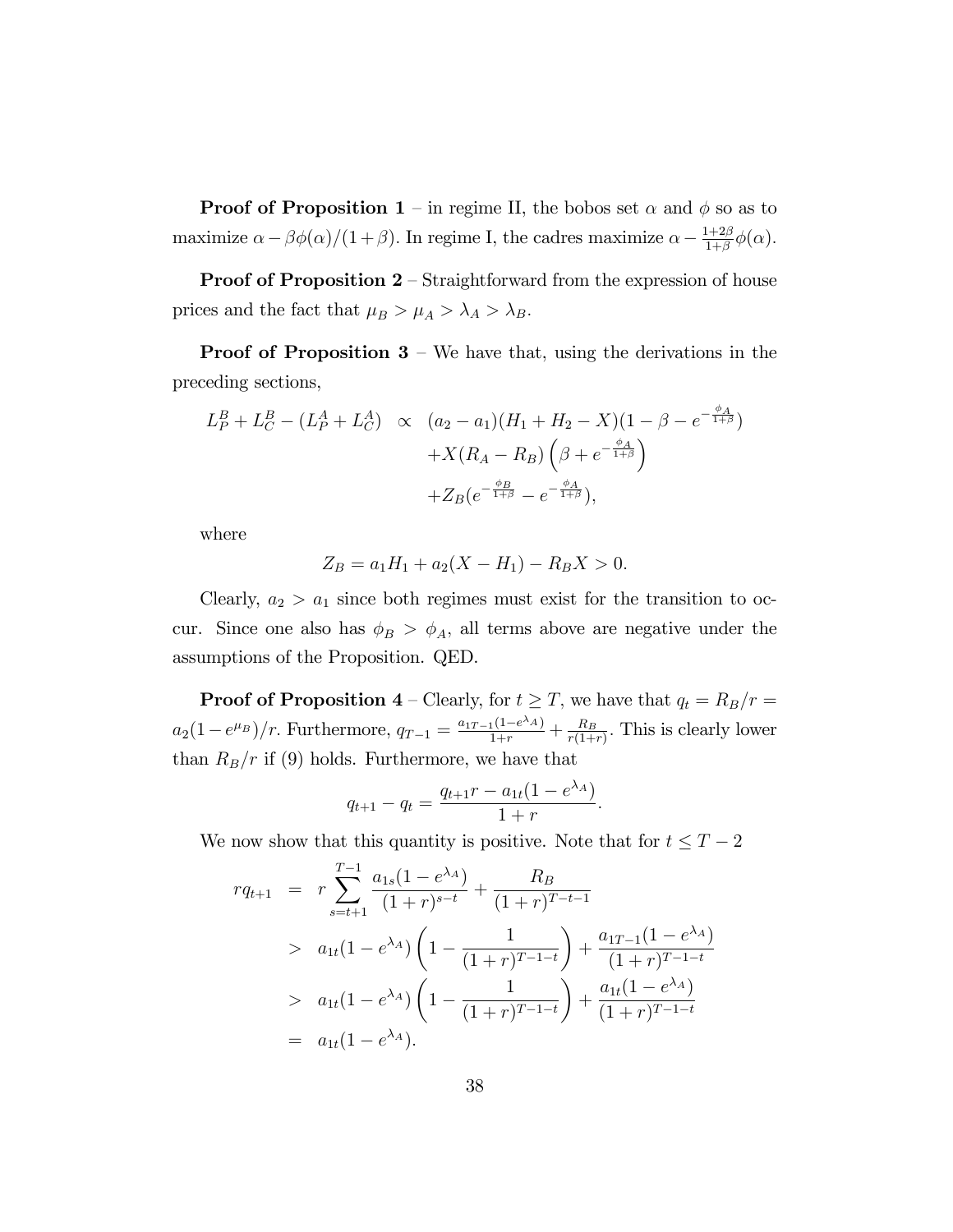**Proof of Proposition 1** – in regime II, the bobos set $\alpha$ and $\phi$ so as to maximize $\alpha - \beta\phi(\alpha)/(1+\beta)$. In regime I, the cadres maximize $\alpha - \frac{1+2\beta}{1+\beta}\phi(\alpha)$.

**Proof of Proposition 2** – Straightforward from the expression of house prices and the fact that $\mu_B > \mu_A > \lambda_A > \lambda_B$.

**Proof of Proposition 3** – We have that, using the derivations in the preceding sections,

$$
\begin{aligned}
L_P^B + L_C^B - (L_P^A + L_C^A) \;\; \propto \;\; & (a_2 - a_1)(H_1 + H_2 - X)(1 - \beta - e^{-\frac{\phi_A}{1+\beta}}) \\
& + X(R_A - R_B)\left(\beta + e^{-\frac{\phi_A}{1+\beta}}\right) \\
& + Z_B(e^{-\frac{\phi_B}{1+\beta}} - e^{-\frac{\phi_A}{1+\beta}}),
\end{aligned}
$$

where

$$
Z_B = a_1 H_1 + a_2(X - H_1) - R_B X > 0.
$$

Clearly, $a_2 > a_1$ since both regimes must exist for the transition to occur. Since one also has $\phi_B > \phi_A$, all terms above are negative under the assumptions of the Proposition. QED.

**Proof of Proposition 4** – Clearly, for $t \geq T$, we have that $q_t = R_B/r = a_2(1 - e^{\mu_B})/r$. Furthermore, $q_{T-1} = \frac{a_{1T-1}(1-e^{\lambda_A})}{1+r} + \frac{R_B}{r(1+r)}$. This is clearly lower than $R_B/r$ if (9) holds. Furthermore, we have that

$$
q_{t+1} - q_t = \frac{q_{t+1}r - a_{1t}(1 - e^{\lambda_A})}{1+r}.
$$

We now show that this quantity is positive. Note that for $t \leq T-2$

$$
\begin{aligned}
rq_{t+1} &= r\sum_{s=t+1}^{T-1} \frac{a_{1s}(1 - e^{\lambda_A})}{(1+r)^{s-t}} + \frac{R_B}{(1+r)^{T-t-1}} \\
&> a_{1t}(1 - e^{\lambda_A})\left(1 - \frac{1}{(1+r)^{T-1-t}}\right) + \frac{a_{1T-1}(1 - e^{\lambda_A})}{(1+r)^{T-1-t}} \\
&> a_{1t}(1 - e^{\lambda_A})\left(1 - \frac{1}{(1+r)^{T-1-t}}\right) + \frac{a_{1t}(1 - e^{\lambda_A})}{(1+r)^{T-1-t}} \\
&= a_{1t}(1 - e^{\lambda_A}).
\end{aligned}
$$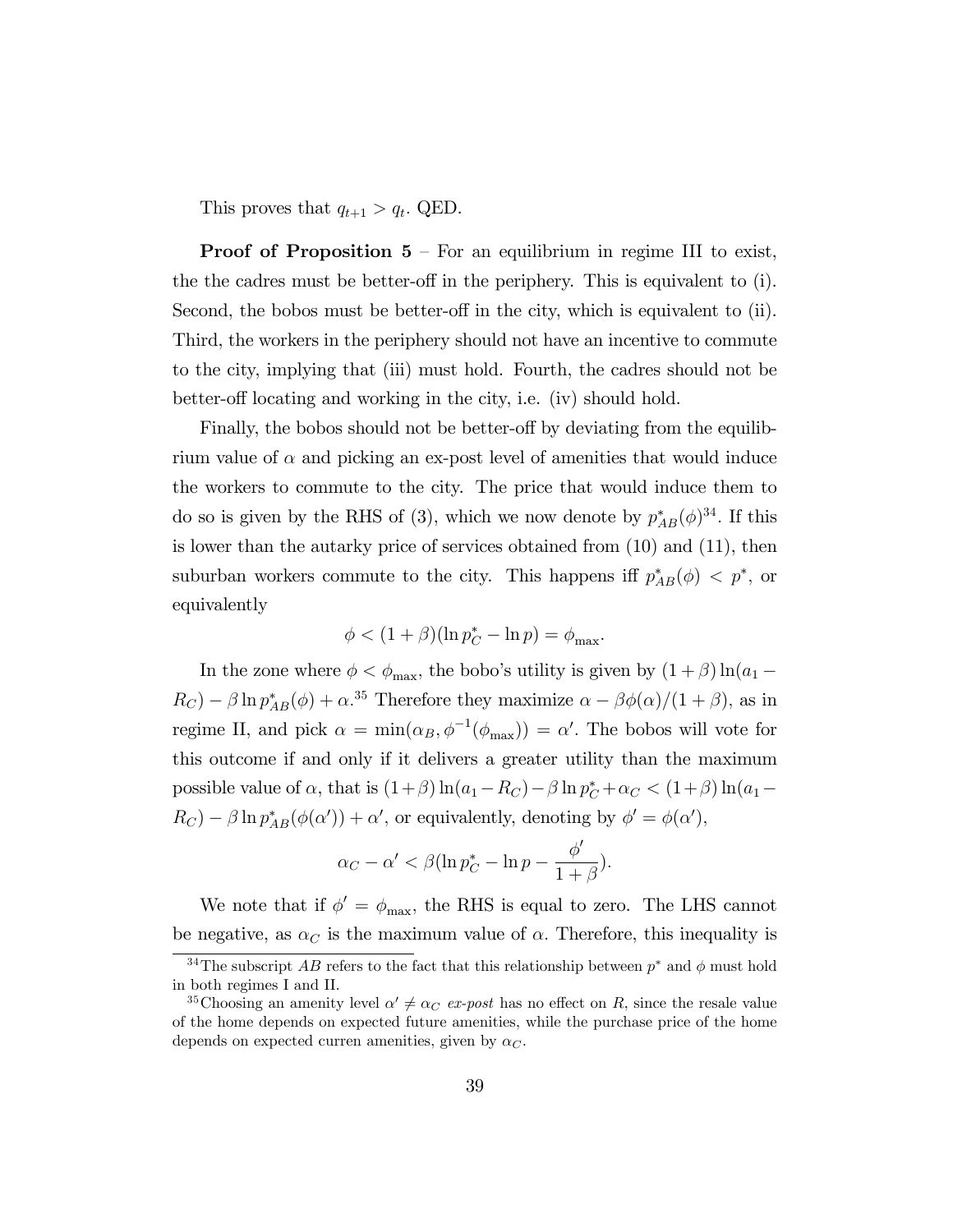This proves that $q_{t+1} > q_t$. QED.

**Proof of Proposition 5** – For an equilibrium in regime III to exist, the the cadres must be better-off in the periphery. This is equivalent to (i). Second, the bobos must be better-off in the city, which is equivalent to (ii). Third, the workers in the periphery should not have an incentive to commute to the city, implying that (iii) must hold. Fourth, the cadres should not be better-off locating and working in the city, i.e. (iv) should hold.

Finally, the bobos should not be better-off by deviating from the equilibrium value of $\alpha$ and picking an ex-post level of amenities that would induce the workers to commute to the city. The price that would induce them to do so is given by the RHS of (3), which we now denote by $p^*_{AB}(\phi)$[34]. If this is lower than the autarky price of services obtained from (10) and (11), then suburban workers commute to the city. This happens iff $p^*_{AB}(\phi) < p^*$, or equivalently

$$\phi < (1+\beta)(\ln p^*_C - \ln p) = \phi_{\max}.$$

In the zone where $\phi < \phi_{\max}$, the bobo's utility is given by $(1+\beta)\ln(a_1 - R_C) - \beta \ln p^*_{AB}(\phi) + \alpha$.[35] Therefore they maximize $\alpha - \beta\phi(\alpha)/(1+\beta)$, as in regime II, and pick $\alpha = \min(\alpha_B, \phi^{-1}(\phi_{\max})) = \alpha'$. The bobos will vote for this outcome if and only if it delivers a greater utility than the maximum possible value of $\alpha$, that is $(1+\beta)\ln(a_1 - R_C) - \beta \ln p^*_C + \alpha_C < (1+\beta)\ln(a_1 - R_C) - \beta \ln p^*_{AB}(\phi(\alpha')) + \alpha'$, or equivalently, denoting by $\phi' = \phi(\alpha')$,

$$\alpha_C - \alpha' < \beta(\ln p^*_C - \ln p - \frac{\phi'}{1+\beta}).$$

We note that if $\phi' = \phi_{\max}$, the RHS is equal to zero. The LHS cannot be negative, as $\alpha_C$ is the maximum value of $\alpha$. Therefore, this inequality is

[34] The subscript $AB$ refers to the fact that this relationship between $p^*$ and $\phi$ must hold in both regimes I and II.

[35] Choosing an amenity level $\alpha' \neq \alpha_C$ *ex-post* has no effect on $R$, since the resale value of the home depends on expected future amenities, while the purchase price of the home depends on expected curren amenities, given by $\alpha_C$.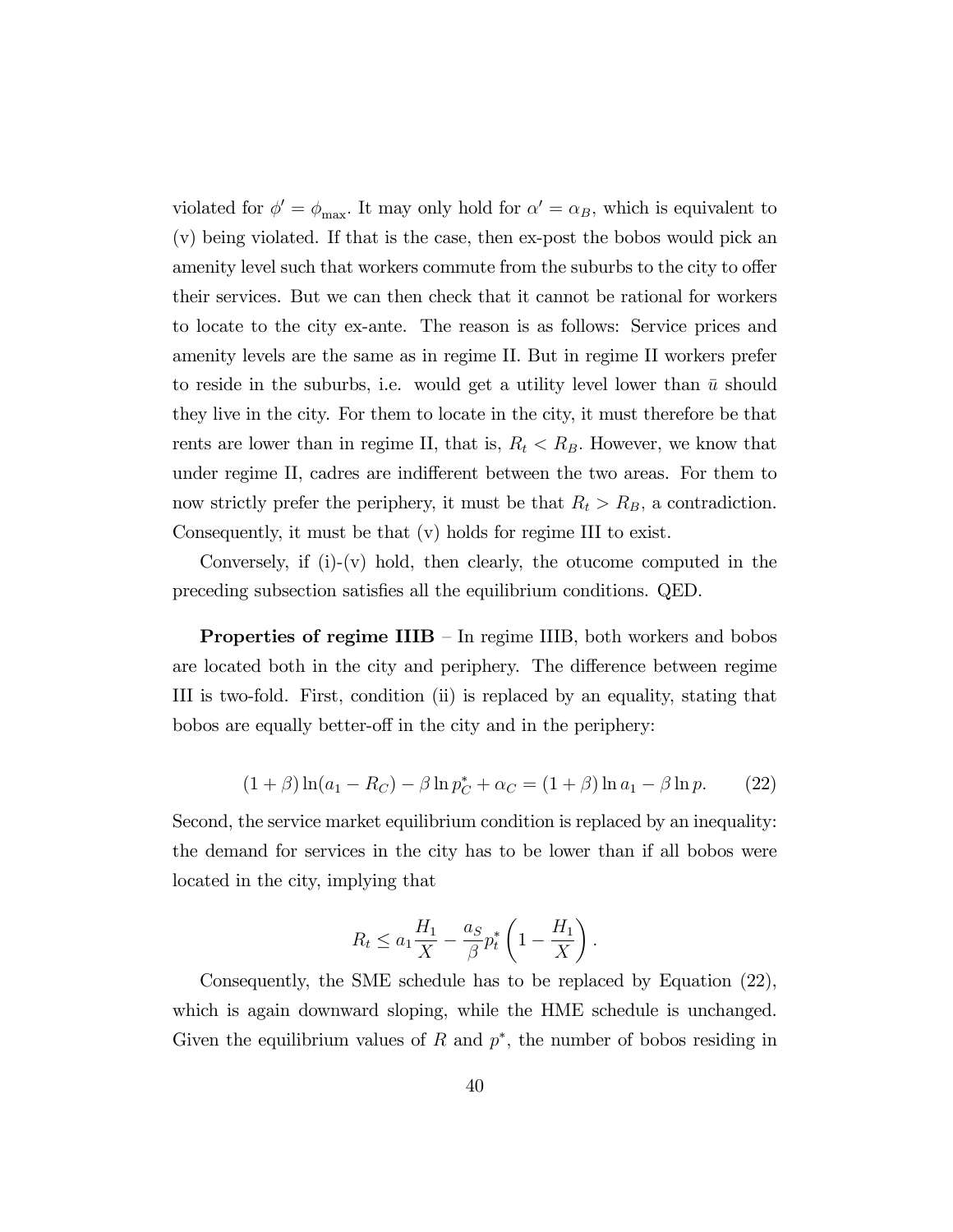violated for $\phi' = \phi_{\max}$. It may only hold for $\alpha' = \alpha_B$, which is equivalent to (v) being violated. If that is the case, then ex-post the bobos would pick an amenity level such that workers commute from the suburbs to the city to offer their services. But we can then check that it cannot be rational for workers to locate to the city ex-ante. The reason is as follows: Service prices and amenity levels are the same as in regime II. But in regime II workers prefer to reside in the suburbs, i.e. would get a utility level lower than $\bar{u}$ should they live in the city. For them to locate in the city, it must therefore be that rents are lower than in regime II, that is, $R_t < R_B$. However, we know that under regime II, cadres are indifferent between the two areas. For them to now strictly prefer the periphery, it must be that $R_t > R_B$, a contradiction. Consequently, it must be that (v) holds for regime III to exist.

Conversely, if (i)-(v) hold, then clearly, the otucome computed in the preceding subsection satisfies all the equilibrium conditions. QED.

**Properties of regime IIIB** – In regime IIIB, both workers and bobos are located both in the city and periphery. The difference between regime III is two-fold. First, condition (ii) is replaced by an equality, stating that bobos are equally better-off in the city and in the periphery:

$$(1+\beta)\ln(a_1 - R_C) - \beta \ln p_C^* + \alpha_C = (1+\beta)\ln a_1 - \beta \ln p. \tag{22}$$

Second, the service market equilibrium condition is replaced by an inequality: the demand for services in the city has to be lower than if all bobos were located in the city, implying that

$$R_t \leq a_1 \frac{H_1}{X} - \frac{a_S}{\beta} p_t^* \left(1 - \frac{H_1}{X}\right).$$

Consequently, the SME schedule has to be replaced by Equation (22), which is again downward sloping, while the HME schedule is unchanged. Given the equilibrium values of $R$ and $p^*$, the number of bobos residing in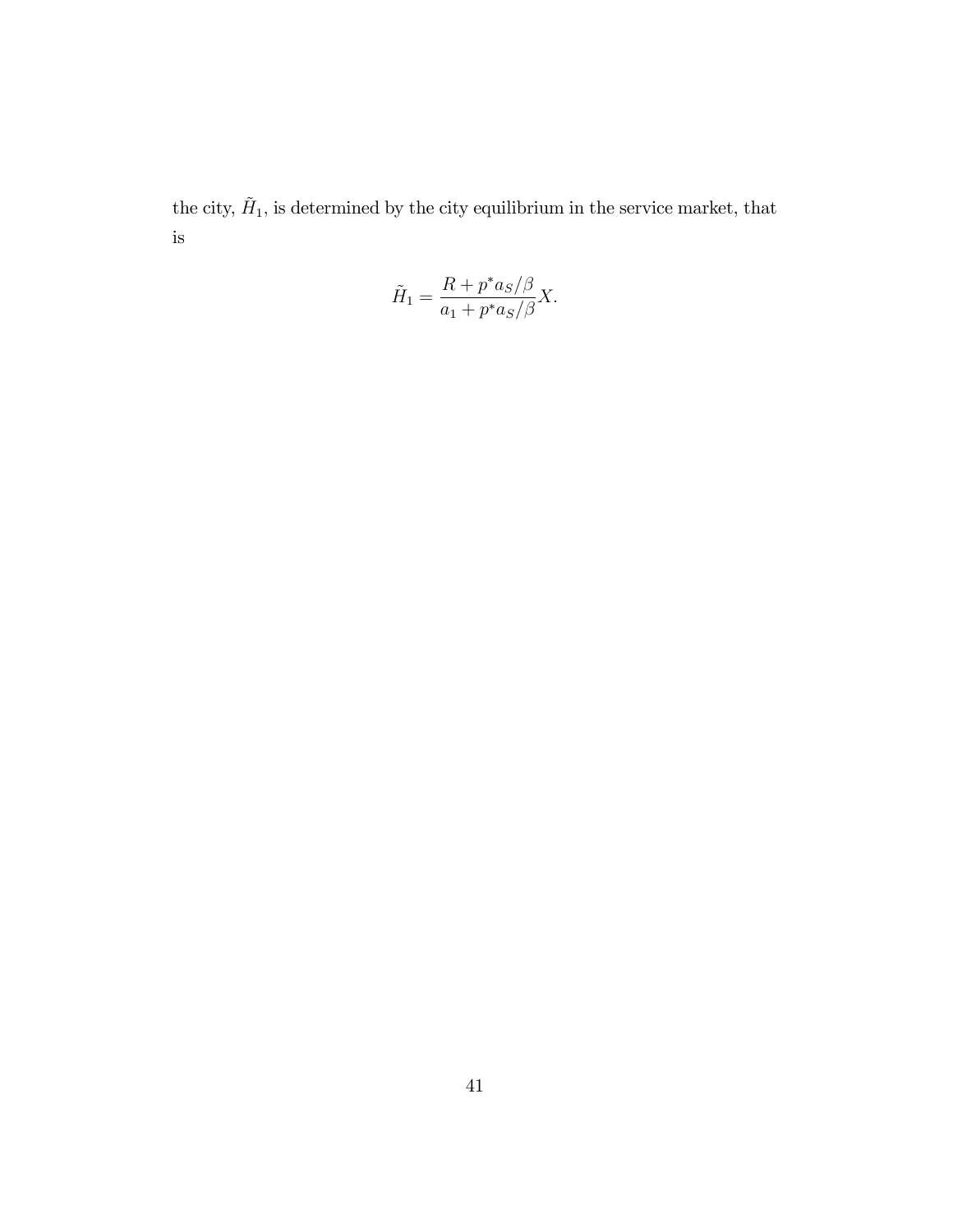the city, $\tilde{H}_1$, is determined by the city equilibrium in the service market, that is

$$\tilde{H}_1 = \frac{R + p^* a_S/\beta}{a_1 + p^* a_S/\beta} X.$$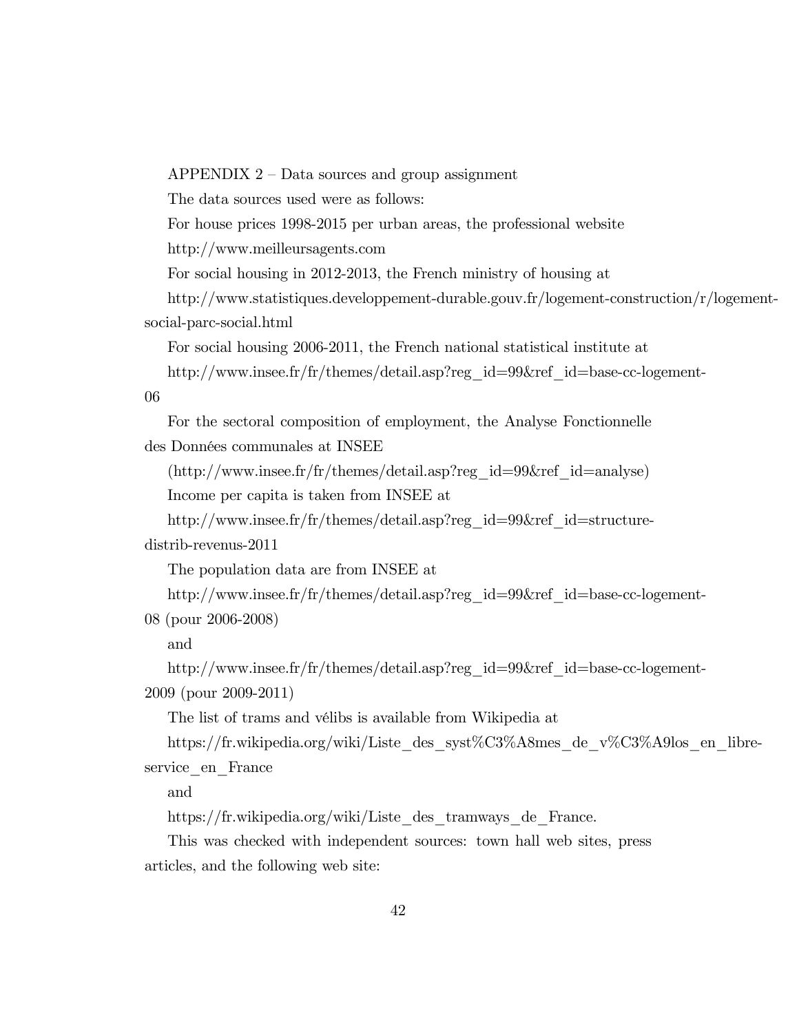APPENDIX 2 – Data sources and group assignment

The data sources used were as follows:

For house prices 1998-2015 per urban areas, the professional website

http://www.meilleursagents.com

For social housing in 2012-2013, the French ministry of housing at

http://www.statistiques.developpement-durable.gouv.fr/logement-construction/r/logement-social-parc-social.html

For social housing 2006-2011, the French national statistical institute at

http://www.insee.fr/fr/themes/detail.asp?reg_id=99&ref_id=base-cc-logement-06

For the sectoral composition of employment, the Analyse Fonctionnelle des Données communales at INSEE

(http://www.insee.fr/fr/themes/detail.asp?reg_id=99&ref_id=analyse)

Income per capita is taken from INSEE at

http://www.insee.fr/fr/themes/detail.asp?reg_id=99&ref_id=structure-distrib-revenus-2011

The population data are from INSEE at

http://www.insee.fr/fr/themes/detail.asp?reg_id=99&ref_id=base-cc-logement-08 (pour 2006-2008)

and

http://www.insee.fr/fr/themes/detail.asp?reg_id=99&ref_id=base-cc-logement-2009 (pour 2009-2011)

The list of trams and vélibs is available from Wikipedia at

https://fr.wikipedia.org/wiki/Liste_des_syst%C3%A8mes_de_v%C3%A9los_en_libre-service_en_France

and

https://fr.wikipedia.org/wiki/Liste_des_tramways_de_France.

This was checked with independent sources: town hall web sites, press articles, and the following web site: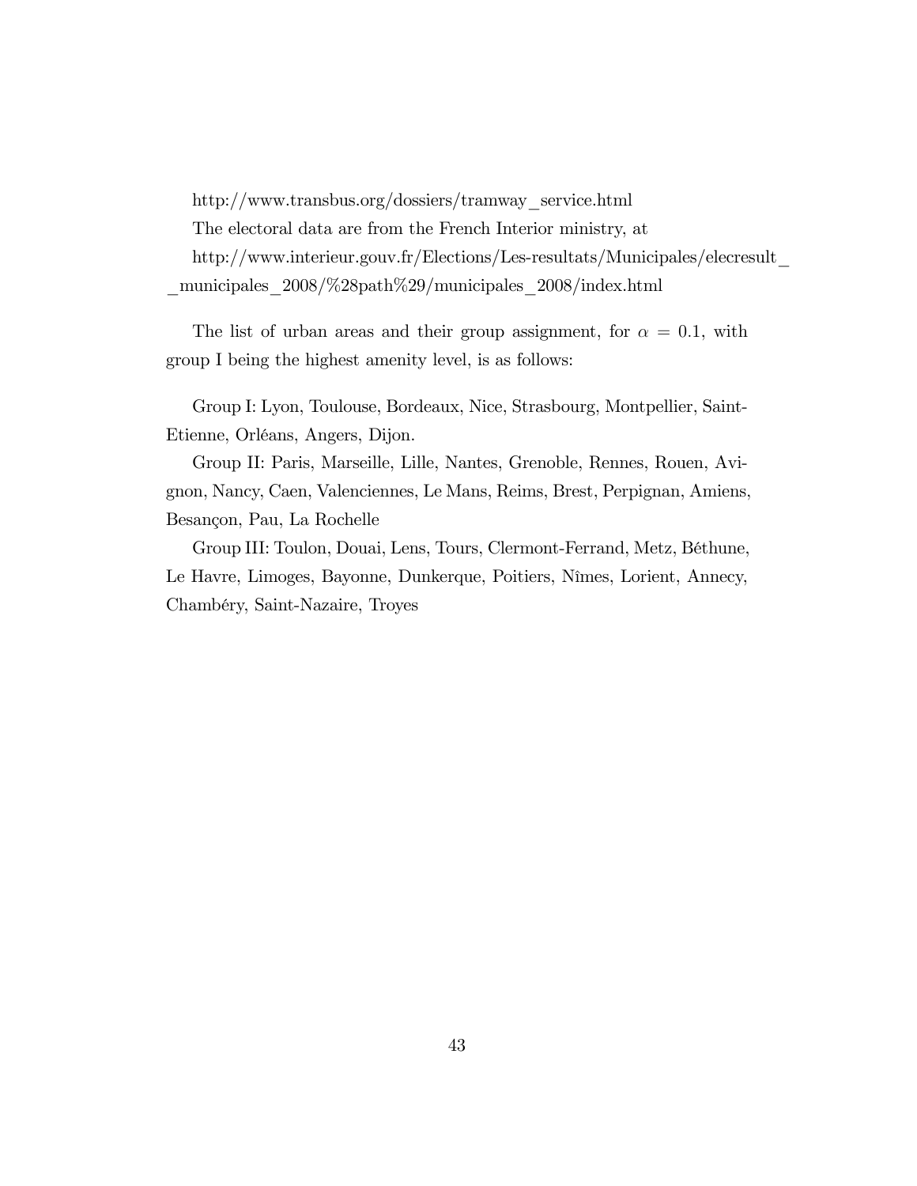http://www.transbus.org/dossiers/tramway_service.html

The electoral data are from the French Interior ministry, at

http://www.interieur.gouv.fr/Elections/Les-resultats/Municipales/elecresult__municipales_2008/%28path%29/municipales_2008/index.html

The list of urban areas and their group assignment, for $\alpha = 0.1$, with group I being the highest amenity level, is as follows:

Group I: Lyon, Toulouse, Bordeaux, Nice, Strasbourg, Montpellier, Saint-Etienne, Orléans, Angers, Dijon.

Group II: Paris, Marseille, Lille, Nantes, Grenoble, Rennes, Rouen, Avignon, Nancy, Caen, Valenciennes, Le Mans, Reims, Brest, Perpignan, Amiens, Besançon, Pau, La Rochelle

Group III: Toulon, Douai, Lens, Tours, Clermont-Ferrand, Metz, Béthune, Le Havre, Limoges, Bayonne, Dunkerque, Poitiers, Nîmes, Lorient, Annecy, Chambéry, Saint-Nazaire, Troyes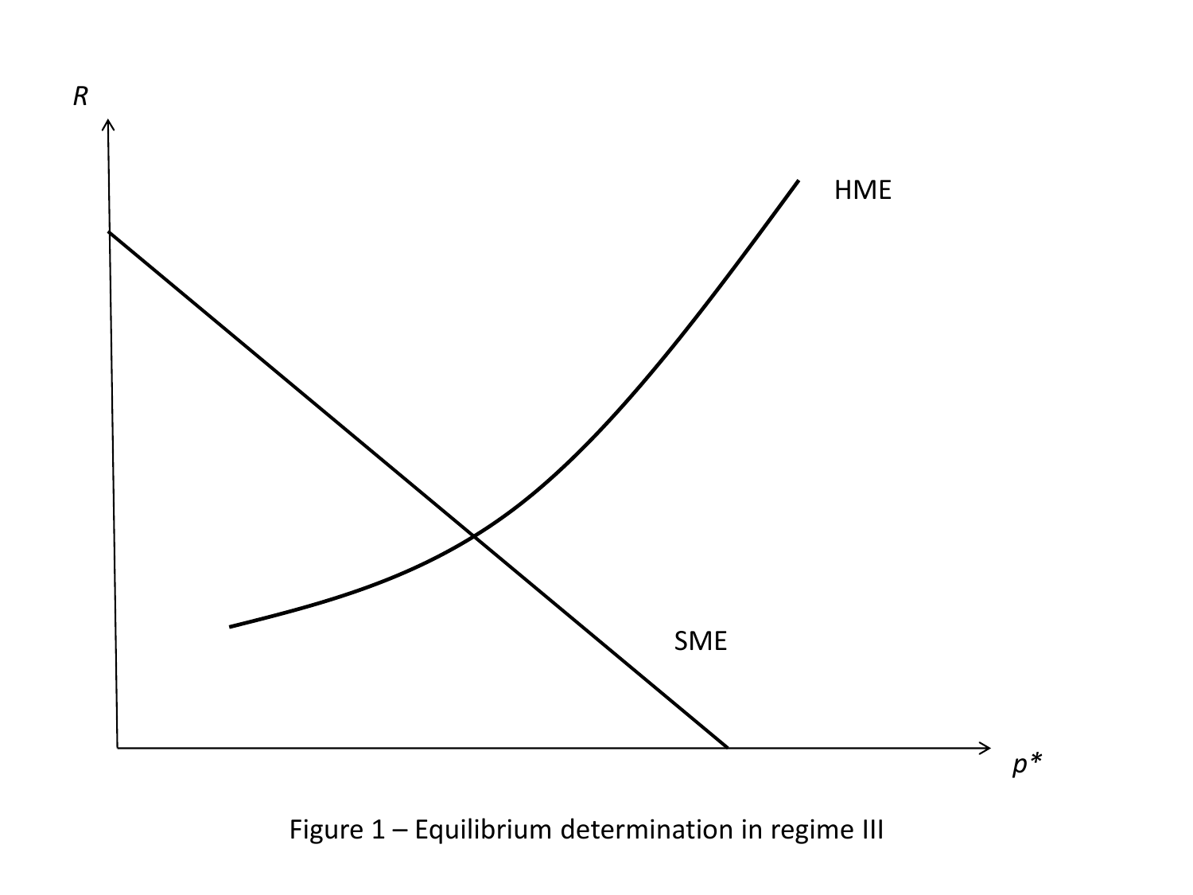Figure 1 – Equilibrium determination in regime III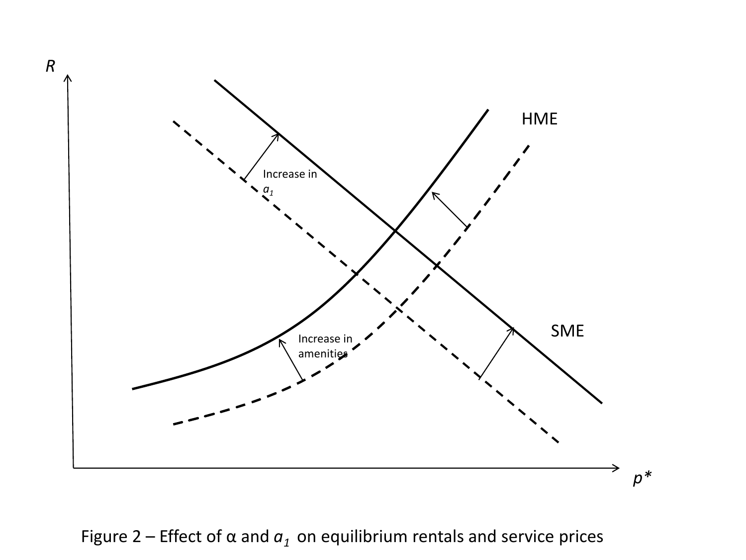Figure 2 – Effect of α and $a_1$ on equilibrium rentals and service prices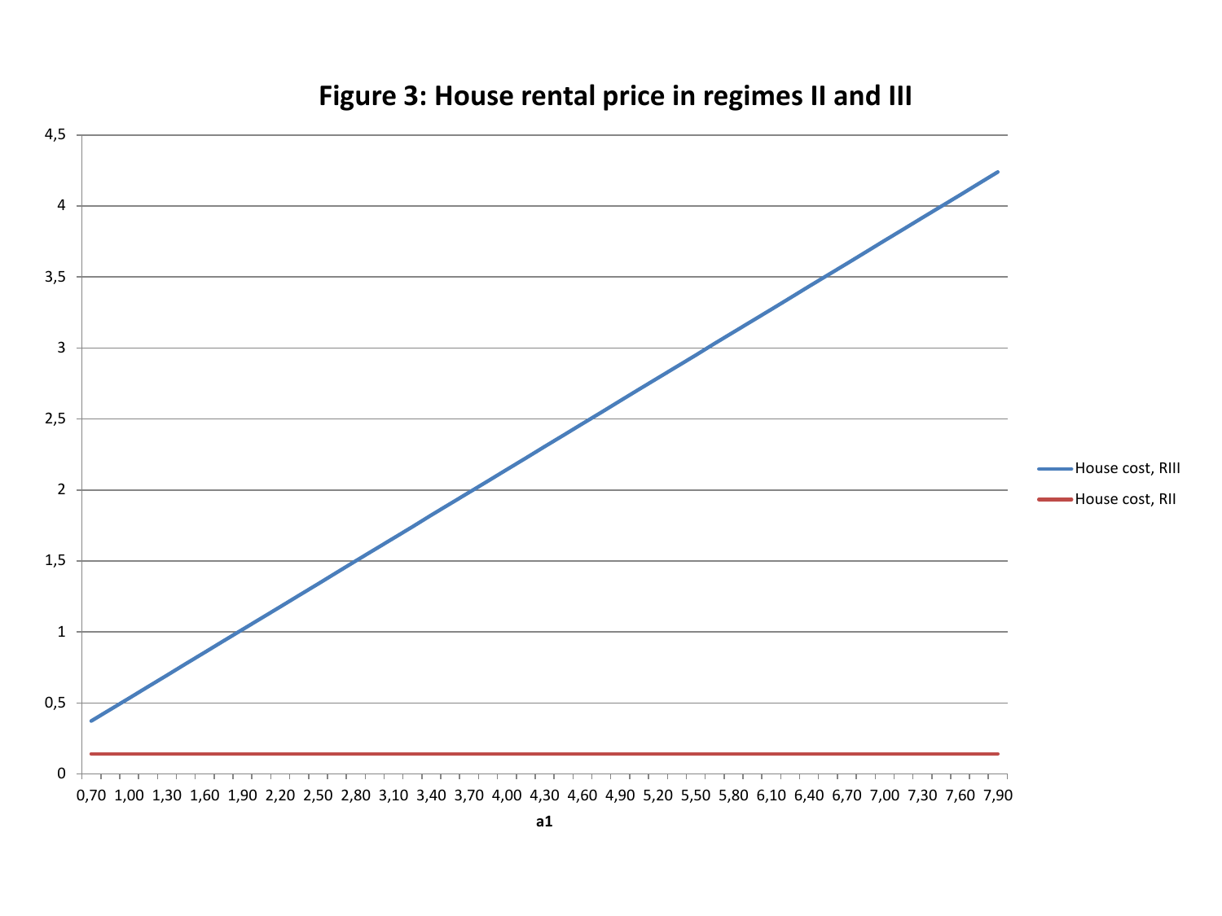## Figure 3: House rental price in regimes II and III

House cost, RIII

House cost, RII

a1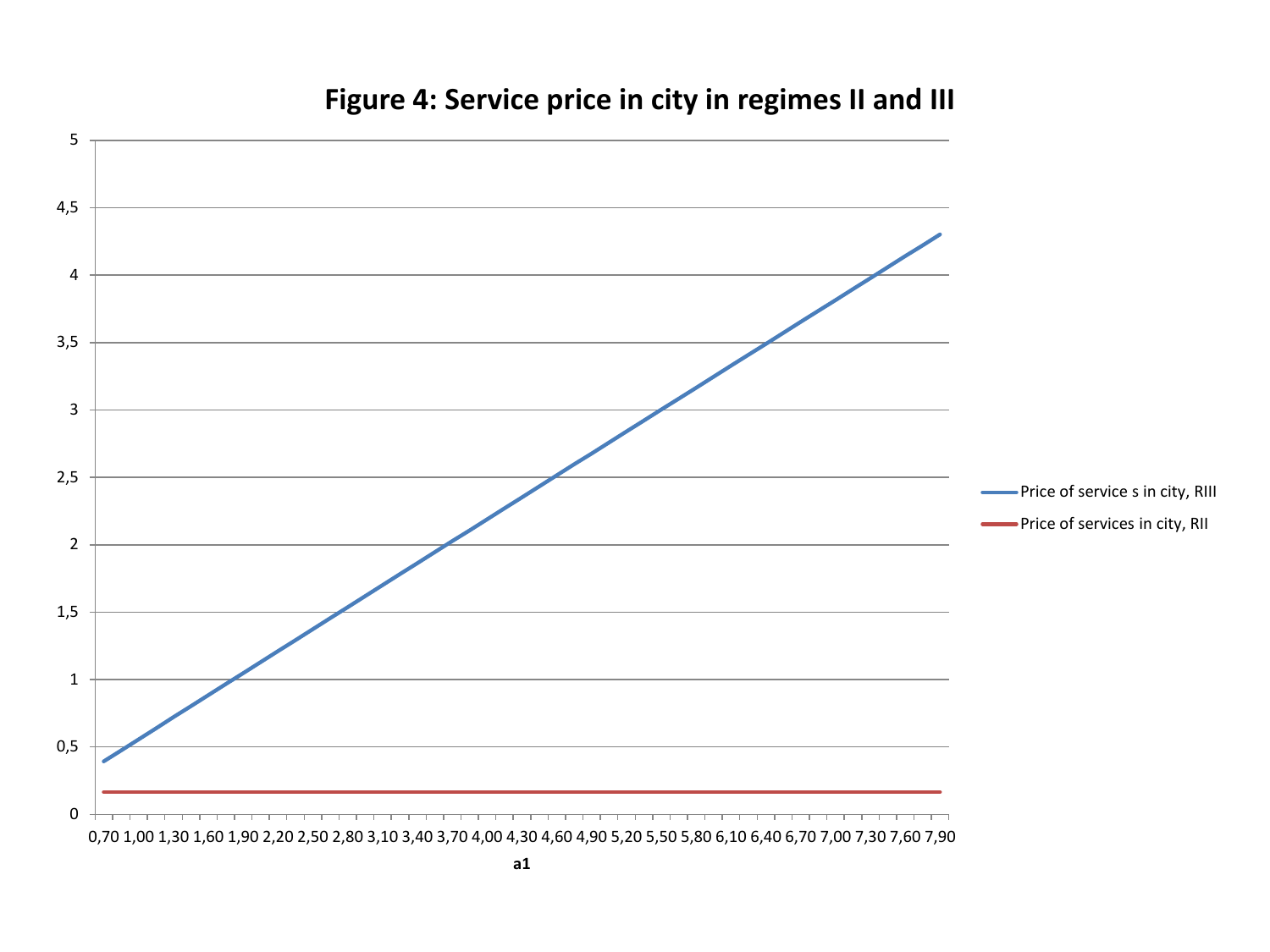**Figure 4: Service price in city in regimes II and III**

Legend: Price of service s in city, RIII; Price of services in city, RII

x-axis: a1 (0,70 to 7,90); y-axis: 0 to 5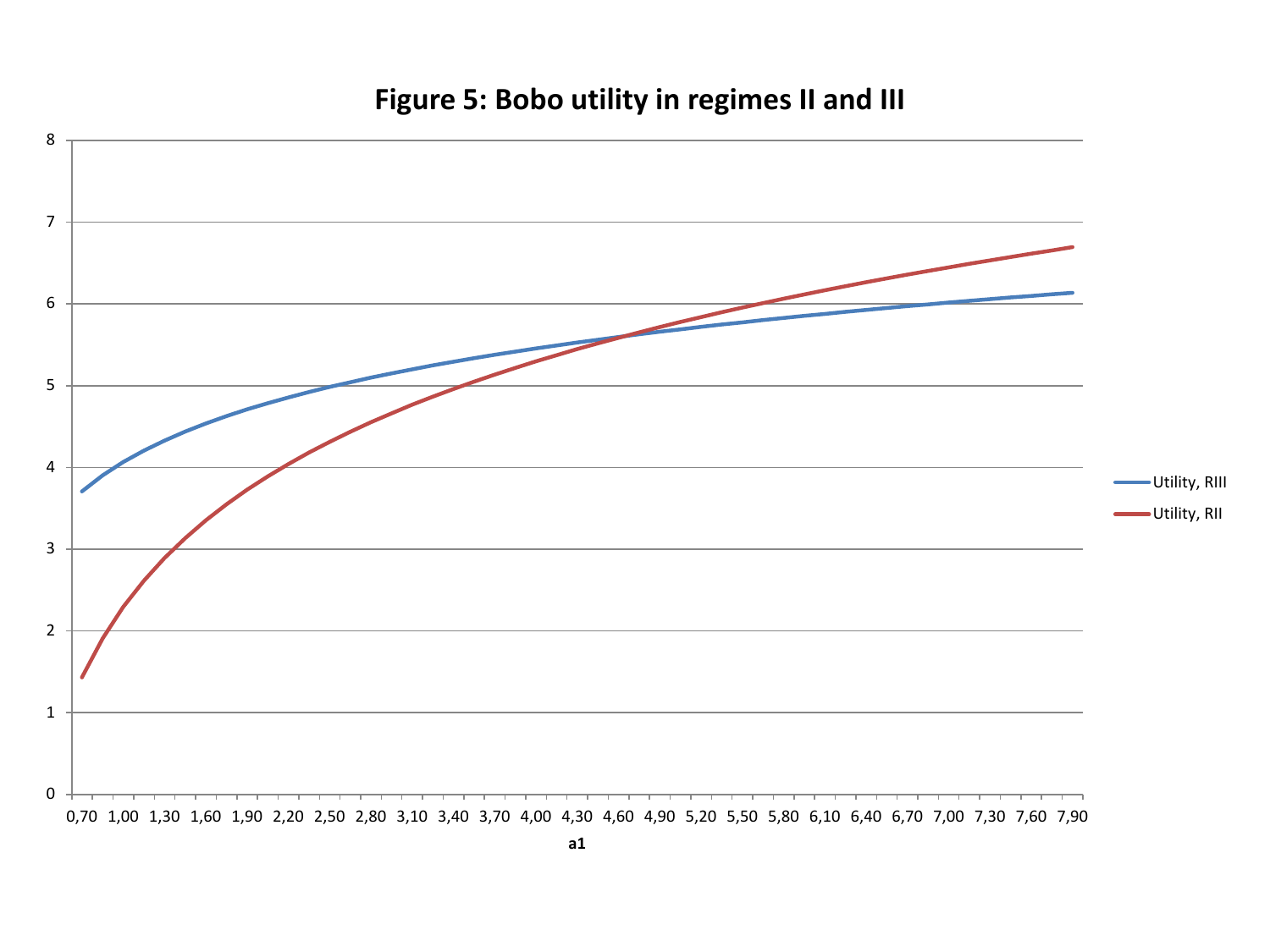# Figure 5: Bobo utility in regimes II and III

8
7
6
5
4
3
2
1
0

0,70 1,00 1,30 1,60 1,90 2,20 2,50 2,80 3,10 3,40 3,70 4,00 4,30 4,60 4,90 5,20 5,50 5,80 6,10 6,40 6,70 7,00 7,30 7,60 7,90

a1

Utility, RIII

Utility, RII